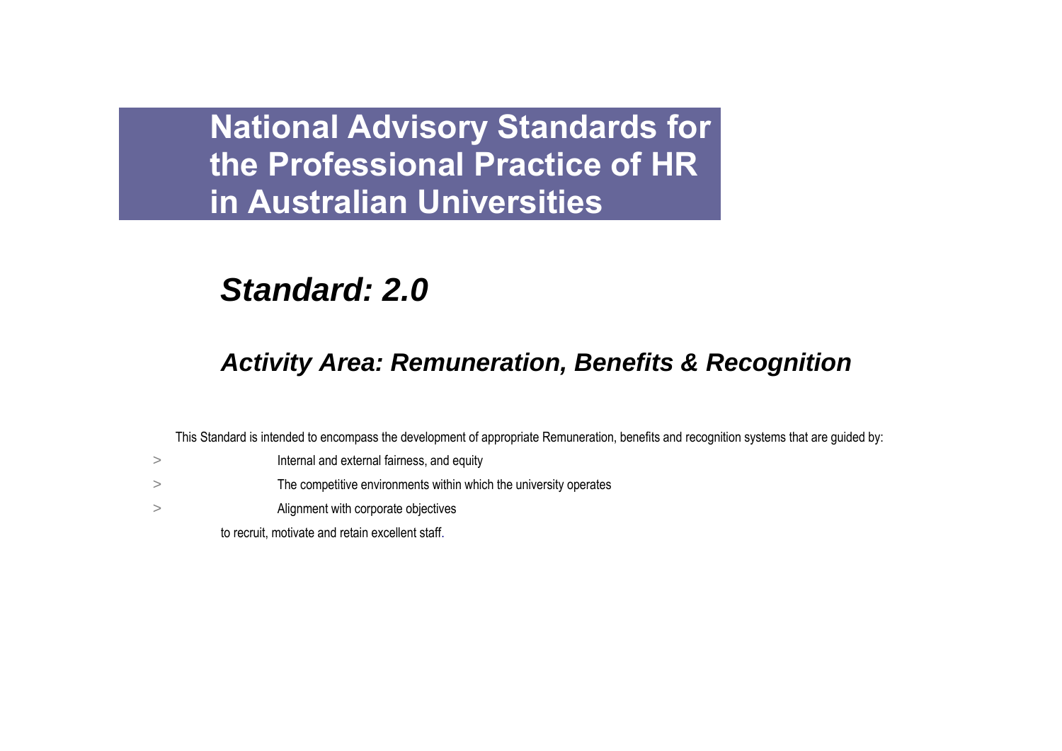# National Advisory Standards for the Professional Practice of HR in Australian Universities

## *Standard: 2.0*

### *Activity Area: Remuneration, Benefits & Recognition*

This Standard is intended to encompass the development of appropriate Remuneration, benefits and recognition systems that are guided by:

- Internal and external fairness, and equity
- The competitive environments within which the university operates
- Alignment with corporate objectives

to recruit, motivate and retain excellent staff.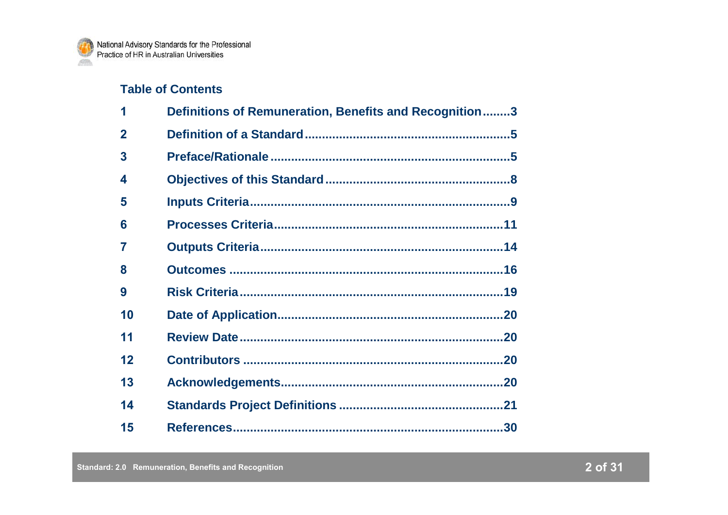## Table of Contents

| | | |
|---|---|---|
| 1 | Definitions of Remuneration, Benefits and Recognition | 3 |
| 2 | Definition of a Standard | 5 |
| 3 | Preface/Rationale | 5 |
| 4 | Objectives of this Standard | 8 |
| 5 | Inputs Criteria | 9 |
| 6 | Processes Criteria | 11 |
| 7 | Outputs Criteria | 14 |
| 8 | Outcomes | 16 |
| 9 | Risk Criteria | 19 |
| 10 | Date of Application | 20 |
| 11 | Review Date | 20 |
| 12 | Contributors | 20 |
| 13 | Acknowledgements | 20 |
| 14 | Standards Project Definitions | 21 |
| 15 | References | 30 |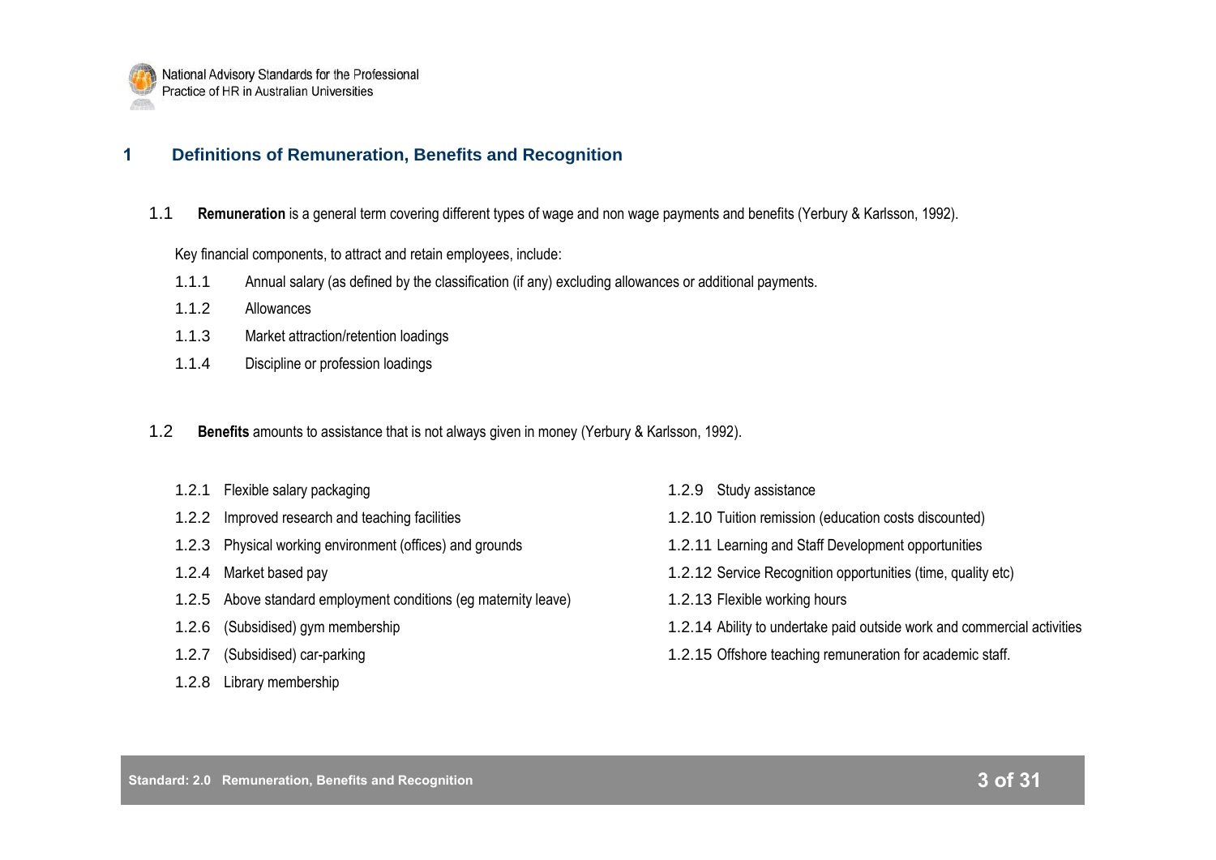# 1 Definitions of Remuneration, Benefits and Recognition

1.1 **Remuneration** is a general term covering different types of wage and non wage payments and benefits (Yerbury & Karlsson, 1992).

Key financial components, to attract and retain employees, include:

- 1.1.1 Annual salary (as defined by the classification (if any) excluding allowances or additional payments.
- 1.1.2 Allowances
- 1.1.3 Market attraction/retention loadings
- 1.1.4 Discipline or profession loadings

1.2 **Benefits** amounts to assistance that is not always given in money (Yerbury & Karlsson, 1992).

- 1.2.1 Flexible salary packaging
- 1.2.2 Improved research and teaching facilities
- 1.2.3 Physical working environment (offices) and grounds
- 1.2.4 Market based pay
- 1.2.5 Above standard employment conditions (eg maternity leave)
- 1.2.6 (Subsidised) gym membership
- 1.2.7 (Subsidised) car-parking
- 1.2.8 Library membership
- 1.2.9 Study assistance
- 1.2.10 Tuition remission (education costs discounted)
- 1.2.11 Learning and Staff Development opportunities
- 1.2.12 Service Recognition opportunities (time, quality etc)
- 1.2.13 Flexible working hours
- 1.2.14 Ability to undertake paid outside work and commercial activities
- 1.2.15 Offshore teaching remuneration for academic staff.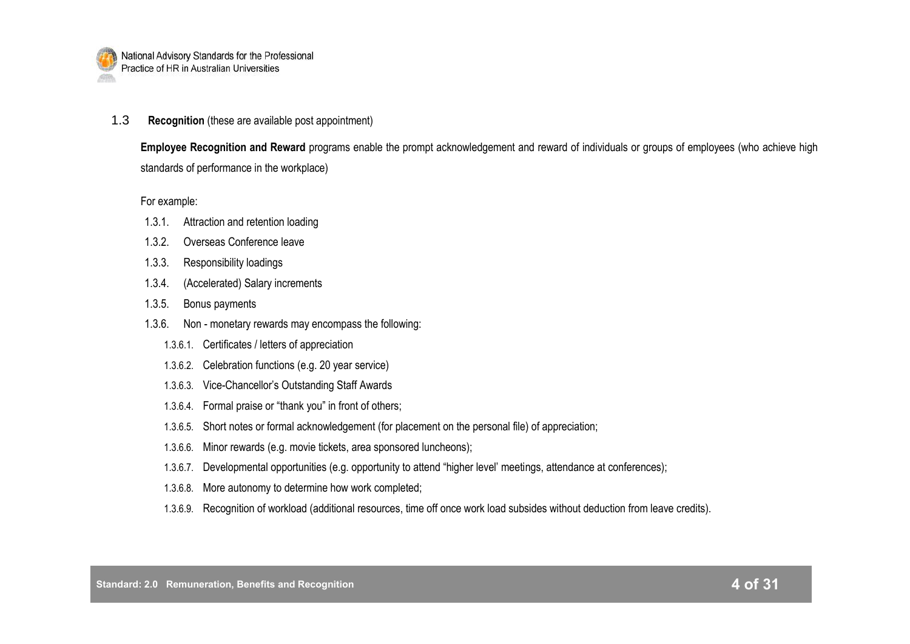## 1.3 **Recognition** (these are available post appointment)

**Employee Recognition and Reward** programs enable the prompt acknowledgement and reward of individuals or groups of employees (who achieve high standards of performance in the workplace)

For example:

- 1.3.1. Attraction and retention loading
- 1.3.2. Overseas Conference leave
- 1.3.3. Responsibility loadings
- 1.3.4. (Accelerated) Salary increments
- 1.3.5. Bonus payments
- 1.3.6. Non - monetary rewards may encompass the following:
  - 1.3.6.1. Certificates / letters of appreciation
  - 1.3.6.2. Celebration functions (e.g. 20 year service)
  - 1.3.6.3. Vice-Chancellor's Outstanding Staff Awards
  - 1.3.6.4. Formal praise or "thank you" in front of others;
  - 1.3.6.5. Short notes or formal acknowledgement (for placement on the personal file) of appreciation;
  - 1.3.6.6. Minor rewards (e.g. movie tickets, area sponsored luncheons);
  - 1.3.6.7. Developmental opportunities (e.g. opportunity to attend "higher level' meetings, attendance at conferences);
  - 1.3.6.8. More autonomy to determine how work completed;
  - 1.3.6.9. Recognition of workload (additional resources, time off once work load subsides without deduction from leave credits).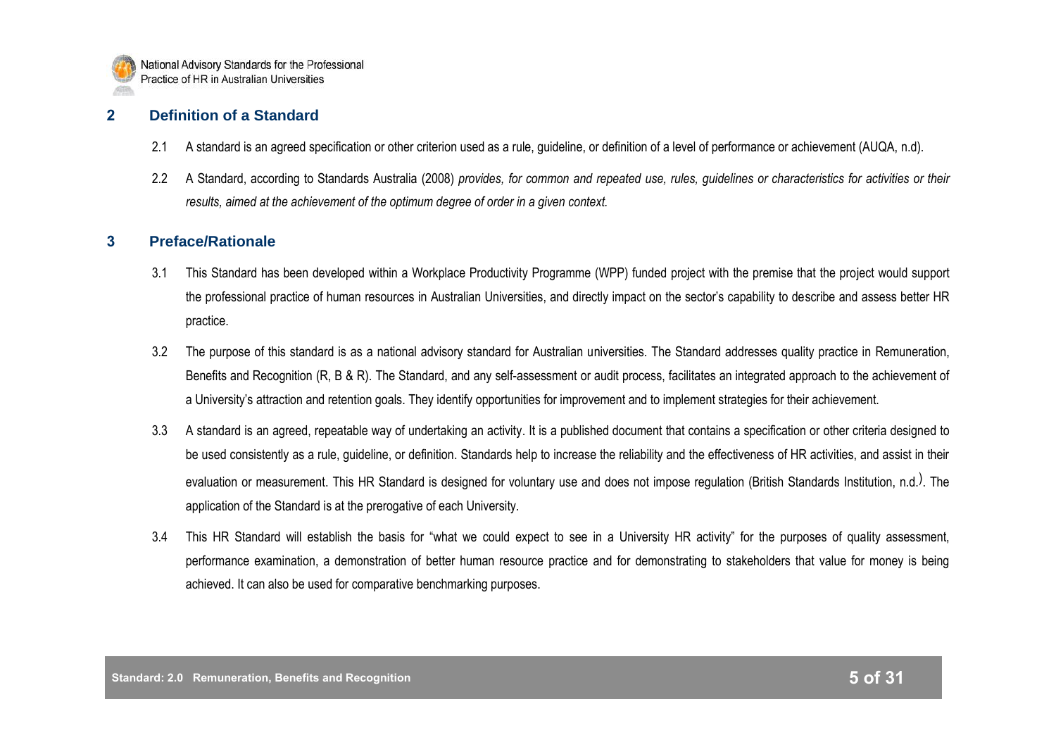## 2 Definition of a Standard

2.1 A standard is an agreed specification or other criterion used as a rule, guideline, or definition of a level of performance or achievement (AUQA, n.d).

2.2 A Standard, according to Standards Australia (2008) *provides, for common and repeated use, rules, guidelines or characteristics for activities or their results, aimed at the achievement of the optimum degree of order in a given context.*

## 3 Preface/Rationale

3.1 This Standard has been developed within a Workplace Productivity Programme (WPP) funded project with the premise that the project would support the professional practice of human resources in Australian Universities, and directly impact on the sector's capability to describe and assess better HR practice.

3.2 The purpose of this standard is as a national advisory standard for Australian universities. The Standard addresses quality practice in Remuneration, Benefits and Recognition (R, B & R). The Standard, and any self-assessment or audit process, facilitates an integrated approach to the achievement of a University's attraction and retention goals. They identify opportunities for improvement and to implement strategies for their achievement.

3.3 A standard is an agreed, repeatable way of undertaking an activity. It is a published document that contains a specification or other criteria designed to be used consistently as a rule, guideline, or definition. Standards help to increase the reliability and the effectiveness of HR activities, and assist in their evaluation or measurement. This HR Standard is designed for voluntary use and does not impose regulation (British Standards Institution, n.d.). The application of the Standard is at the prerogative of each University.

3.4 This HR Standard will establish the basis for "what we could expect to see in a University HR activity" for the purposes of quality assessment, performance examination, a demonstration of better human resource practice and for demonstrating to stakeholders that value for money is being achieved. It can also be used for comparative benchmarking purposes.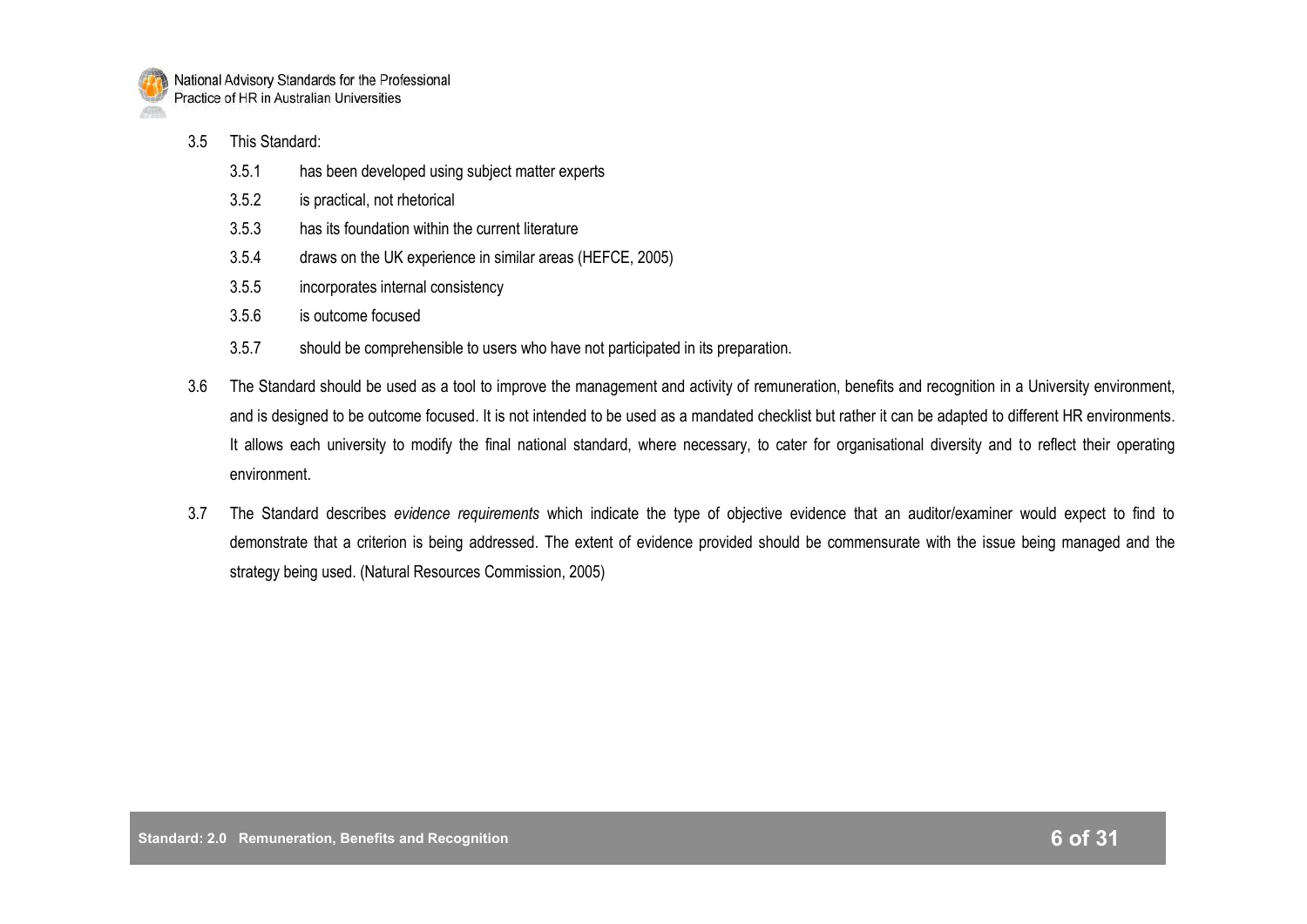3.5 This Standard:

- 3.5.1 has been developed using subject matter experts
- 3.5.2 is practical, not rhetorical
- 3.5.3 has its foundation within the current literature
- 3.5.4 draws on the UK experience in similar areas (HEFCE, 2005)
- 3.5.5 incorporates internal consistency
- 3.5.6 is outcome focused
- 3.5.7 should be comprehensible to users who have not participated in its preparation.

3.6 The Standard should be used as a tool to improve the management and activity of remuneration, benefits and recognition in a University environment, and is designed to be outcome focused. It is not intended to be used as a mandated checklist but rather it can be adapted to different HR environments. It allows each university to modify the final national standard, where necessary, to cater for organisational diversity and to reflect their operating environment.

3.7 The Standard describes *evidence requirements* which indicate the type of objective evidence that an auditor/examiner would expect to find to demonstrate that a criterion is being addressed. The extent of evidence provided should be commensurate with the issue being managed and the strategy being used. (Natural Resources Commission, 2005)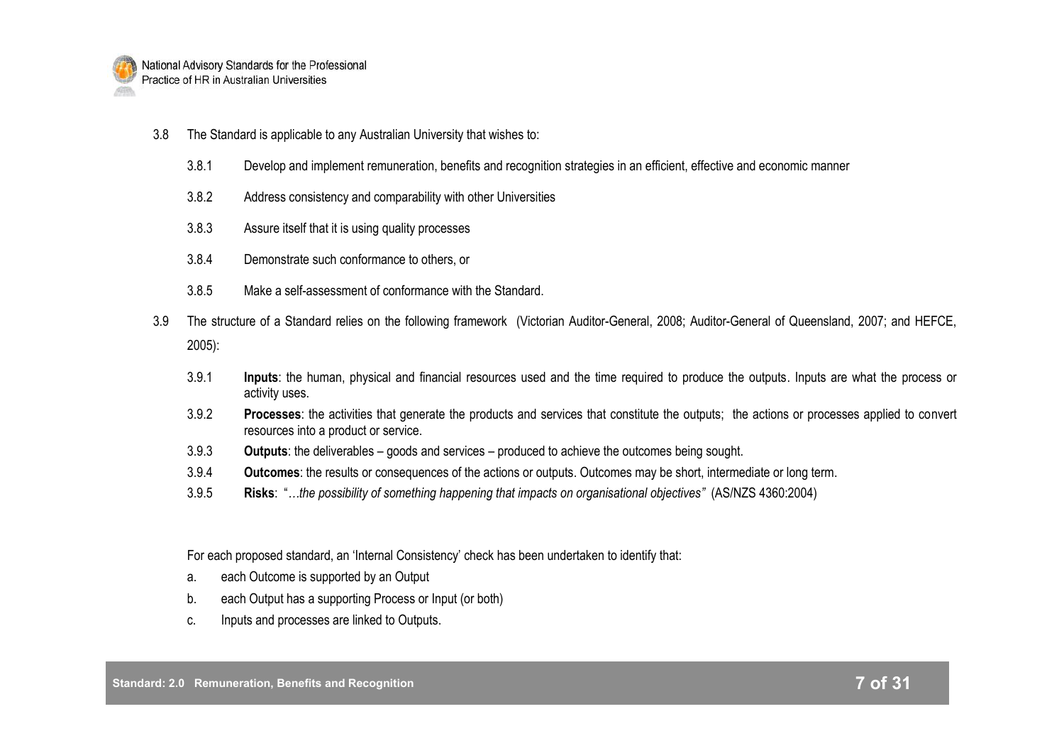3.8 The Standard is applicable to any Australian University that wishes to:

- 3.8.1 Develop and implement remuneration, benefits and recognition strategies in an efficient, effective and economic manner
- 3.8.2 Address consistency and comparability with other Universities
- 3.8.3 Assure itself that it is using quality processes
- 3.8.4 Demonstrate such conformance to others, or
- 3.8.5 Make a self-assessment of conformance with the Standard.

3.9 The structure of a Standard relies on the following framework (Victorian Auditor-General, 2008; Auditor-General of Queensland, 2007; and HEFCE, 2005):

- 3.9.1 **Inputs**: the human, physical and financial resources used and the time required to produce the outputs. Inputs are what the process or activity uses.
- 3.9.2 **Processes**: the activities that generate the products and services that constitute the outputs; the actions or processes applied to convert resources into a product or service.
- 3.9.3 **Outputs**: the deliverables – goods and services – produced to achieve the outcomes being sought.
- 3.9.4 **Outcomes**: the results or consequences of the actions or outputs. Outcomes may be short, intermediate or long term.
- 3.9.5 **Risks**: "*…the possibility of something happening that impacts on organisational objectives"* (AS/NZS 4360:2004)

For each proposed standard, an 'Internal Consistency' check has been undertaken to identify that:

a. each Outcome is supported by an Output

b. each Output has a supporting Process or Input (or both)

c. Inputs and processes are linked to Outputs.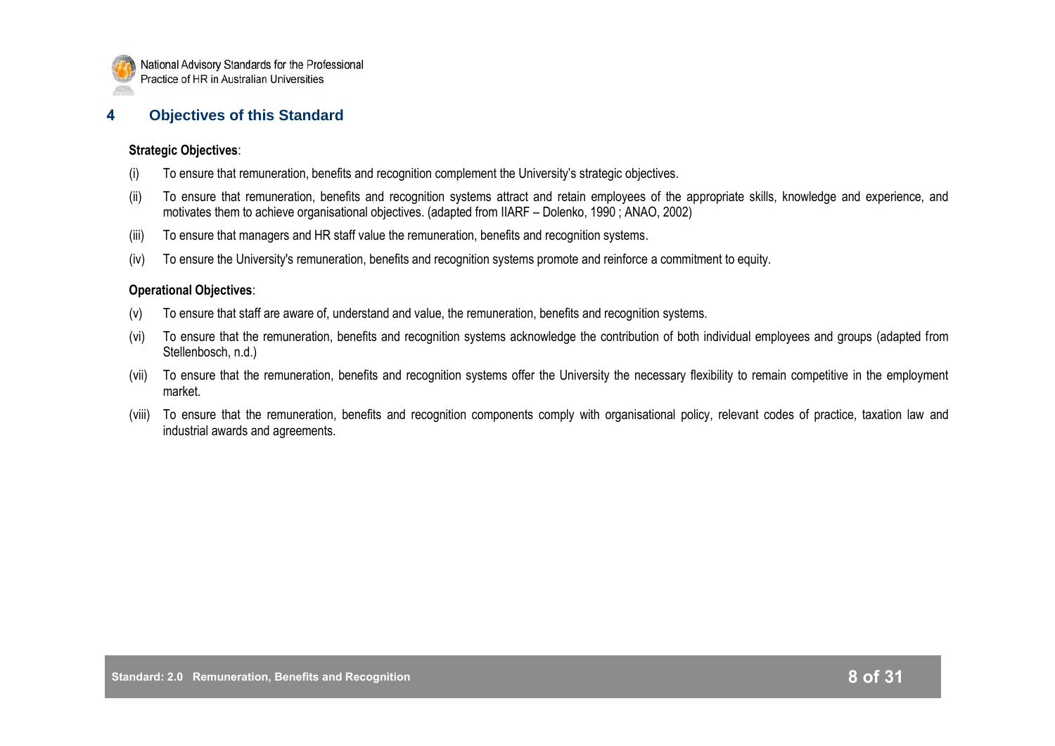## 4 Objectives of this Standard

**Strategic Objectives**:

(i) To ensure that remuneration, benefits and recognition complement the University's strategic objectives.

(ii) To ensure that remuneration, benefits and recognition systems attract and retain employees of the appropriate skills, knowledge and experience, and motivates them to achieve organisational objectives. (adapted from IIARF – Dolenko, 1990 ; ANAO, 2002)

(iii) To ensure that managers and HR staff value the remuneration, benefits and recognition systems.

(iv) To ensure the University's remuneration, benefits and recognition systems promote and reinforce a commitment to equity.

**Operational Objectives**:

(v) To ensure that staff are aware of, understand and value, the remuneration, benefits and recognition systems.

(vi) To ensure that the remuneration, benefits and recognition systems acknowledge the contribution of both individual employees and groups (adapted from Stellenbosch, n.d.)

(vii) To ensure that the remuneration, benefits and recognition systems offer the University the necessary flexibility to remain competitive in the employment market.

(viii) To ensure that the remuneration, benefits and recognition components comply with organisational policy, relevant codes of practice, taxation law and industrial awards and agreements.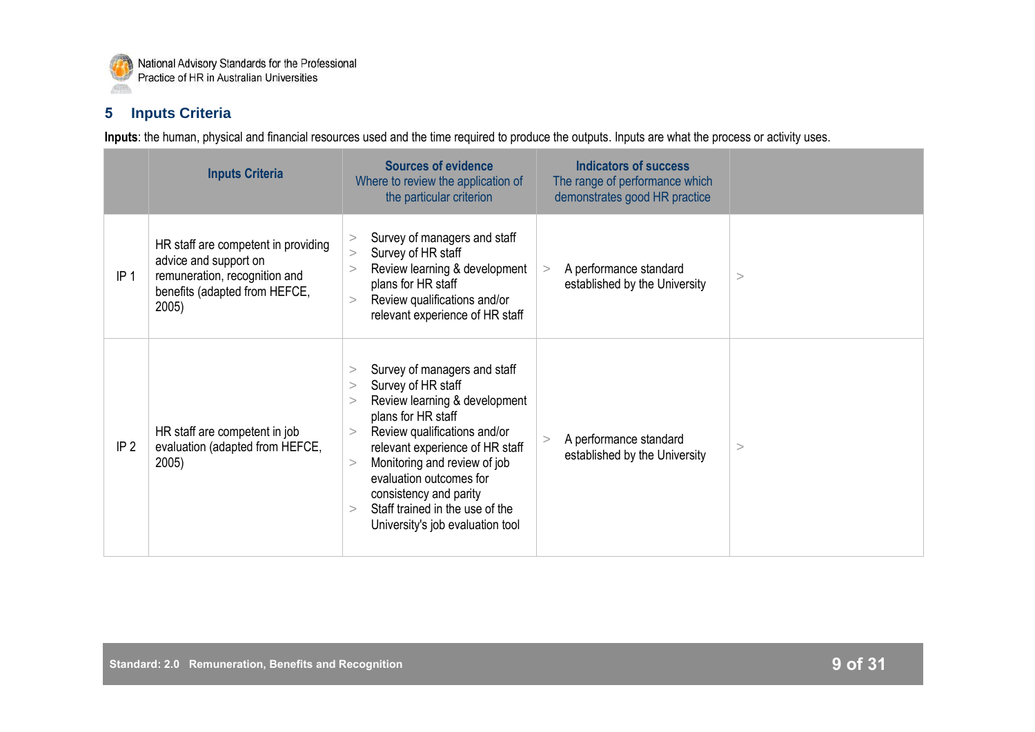## 5 Inputs Criteria

**Inputs**: the human, physical and financial resources used and the time required to produce the outputs. Inputs are what the process or activity uses.

| | Inputs Criteria | Sources of evidence<br>Where to review the application of the particular criterion | Indicators of success<br>The range of performance which demonstrates good HR practice | |
|---|---|---|---|---|
| IP 1 | HR staff are competent in providing advice and support on remuneration, recognition and benefits (adapted from HEFCE, 2005) | > Survey of managers and staff<br>> Survey of HR staff<br>> Review learning & development plans for HR staff<br>> Review qualifications and/or relevant experience of HR staff | > A performance standard established by the University | > |
| IP 2 | HR staff are competent in job evaluation (adapted from HEFCE, 2005) | > Survey of managers and staff<br>> Survey of HR staff<br>> Review learning & development plans for HR staff<br>> Review qualifications and/or relevant experience of HR staff<br>> Monitoring and review of job evaluation outcomes for consistency and parity<br>> Staff trained in the use of the University's job evaluation tool | > A performance standard established by the University | > |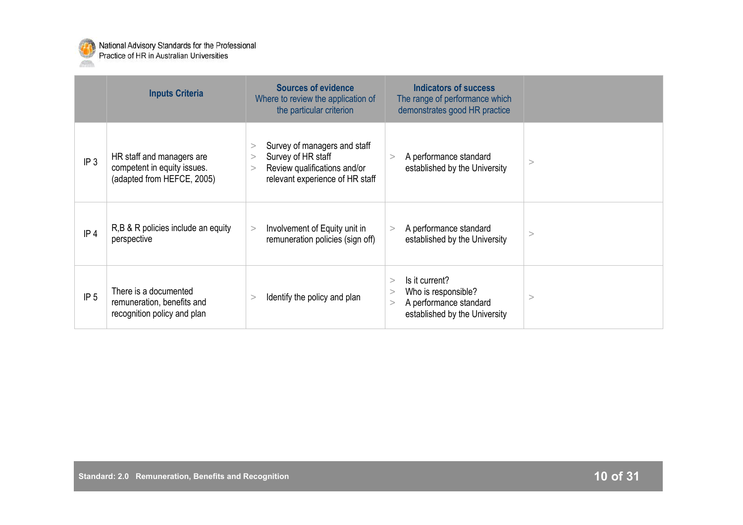| | Inputs Criteria | Sources of evidence<br>Where to review the application of the particular criterion | Indicators of success<br>The range of performance which demonstrates good HR practice | |
|---|---|---|---|---|
| IP 3 | HR staff and managers are competent in equity issues. (adapted from HEFCE, 2005) | > Survey of managers and staff<br>> Survey of HR staff<br>> Review qualifications and/or relevant experience of HR staff | > A performance standard established by the University | > |
| IP 4 | R,B & R policies include an equity perspective | > Involvement of Equity unit in remuneration policies (sign off) | > A performance standard established by the University | > |
| IP 5 | There is a documented remuneration, benefits and recognition policy and plan | > Identify the policy and plan | > Is it current?<br>> Who is responsible?<br>> A performance standard established by the University | > |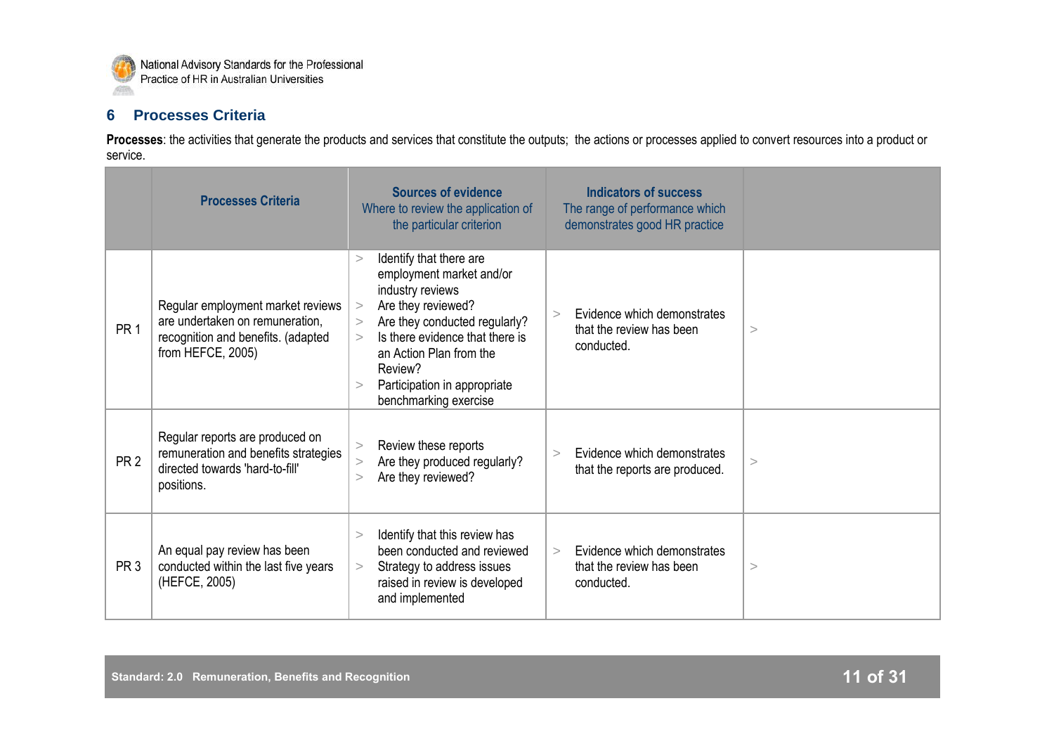## 6 Processes Criteria

**Processes**: the activities that generate the products and services that constitute the outputs; the actions or processes applied to convert resources into a product or service.

| | Processes Criteria | Sources of evidence<br>Where to review the application of the particular criterion | Indicators of success<br>The range of performance which demonstrates good HR practice | |
|---|---|---|---|---|
| PR 1 | Regular employment market reviews are undertaken on remuneration, recognition and benefits. (adapted from HEFCE, 2005) | > Identify that there are employment market and/or industry reviews<br>> Are they reviewed?<br>> Are they conducted regularly?<br>> Is there evidence that there is an Action Plan from the Review?<br>> Participation in appropriate benchmarking exercise | > Evidence which demonstrates that the review has been conducted. | > |
| PR 2 | Regular reports are produced on remuneration and benefits strategies directed towards 'hard-to-fill' positions. | > Review these reports<br>> Are they produced regularly?<br>> Are they reviewed? | > Evidence which demonstrates that the reports are produced. | > |
| PR 3 | An equal pay review has been conducted within the last five years (HEFCE, 2005) | > Identify that this review has been conducted and reviewed<br>> Strategy to address issues raised in review is developed and implemented | > Evidence which demonstrates that the review has been conducted. | > |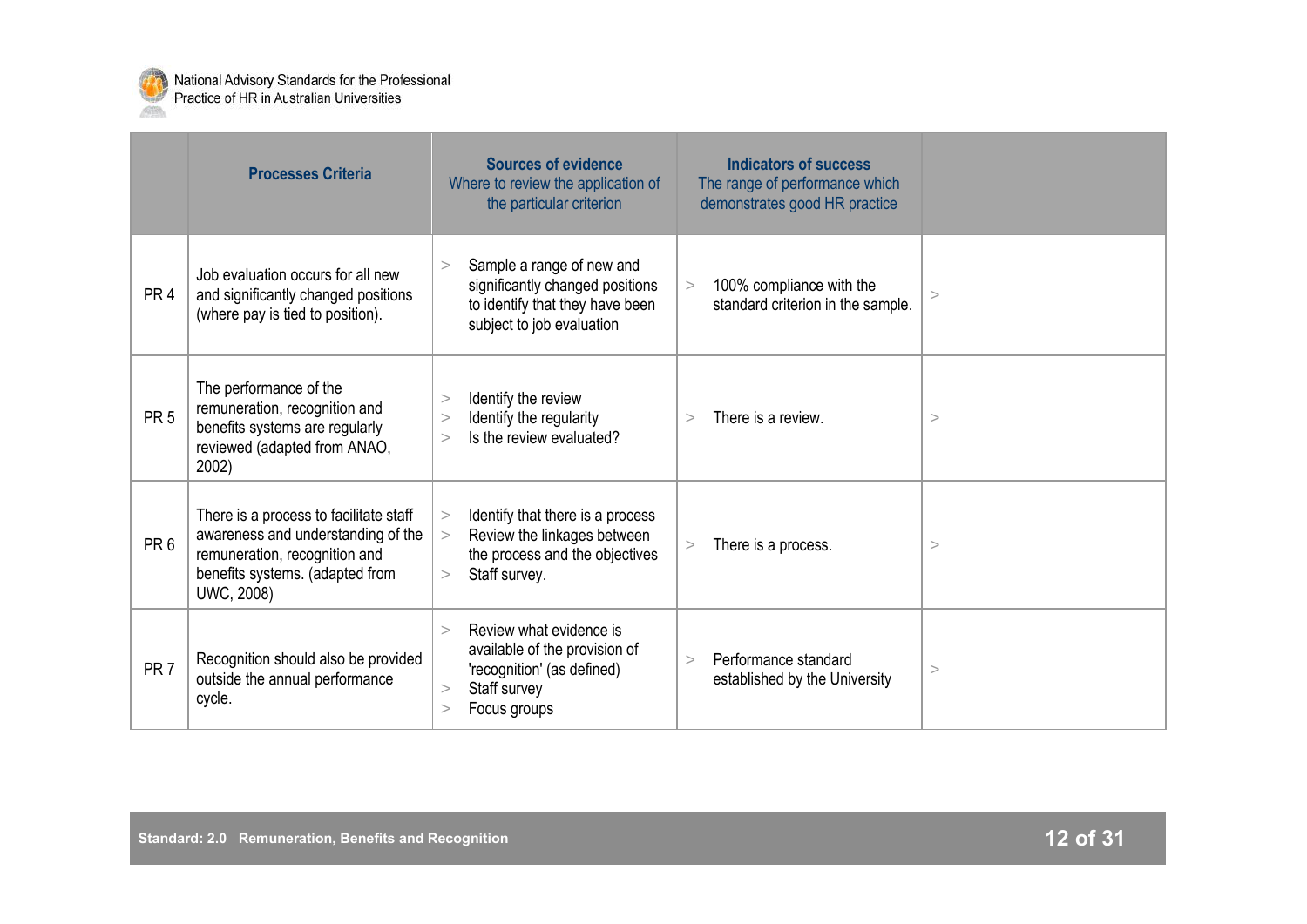| | Processes Criteria | Sources of evidence<br>Where to review the application of the particular criterion | Indicators of success<br>The range of performance which demonstrates good HR practice | |
|---|---|---|---|---|
| PR 4 | Job evaluation occurs for all new and significantly changed positions (where pay is tied to position). | > Sample a range of new and significantly changed positions to identify that they have been subject to job evaluation | > 100% compliance with the standard criterion in the sample. | > |
| PR 5 | The performance of the remuneration, recognition and benefits systems are regularly reviewed (adapted from ANAO, 2002) | > Identify the review<br>> Identify the regularity<br>> Is the review evaluated? | > There is a review. | > |
| PR 6 | There is a process to facilitate staff awareness and understanding of the remuneration, recognition and benefits systems. (adapted from UWC, 2008) | > Identify that there is a process<br>> Review the linkages between the process and the objectives<br>> Staff survey. | > There is a process. | > |
| PR 7 | Recognition should also be provided outside the annual performance cycle. | > Review what evidence is available of the provision of 'recognition' (as defined)<br>> Staff survey<br>> Focus groups | > Performance standard established by the University | > |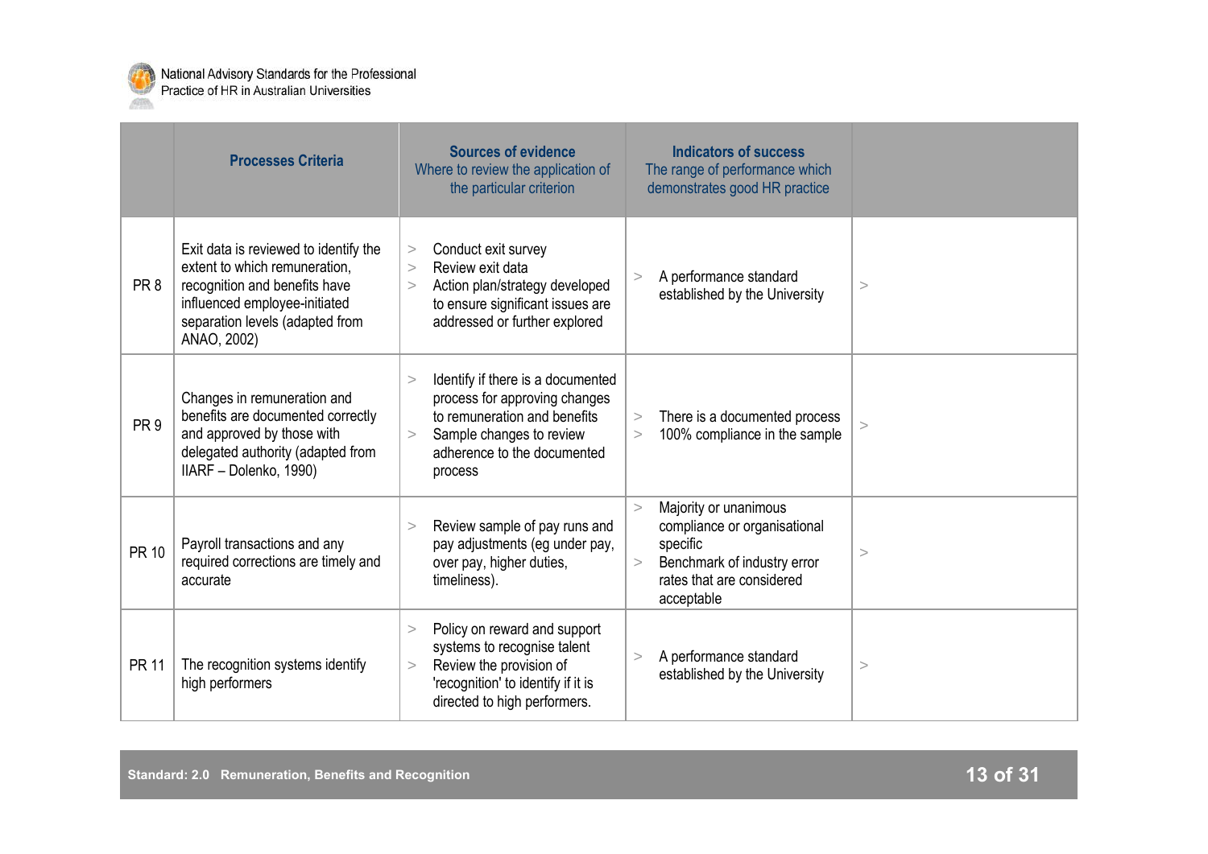| | Processes Criteria | Sources of evidence<br>Where to review the application of the particular criterion | Indicators of success<br>The range of performance which demonstrates good HR practice | |
|---|---|---|---|---|
| PR 8 | Exit data is reviewed to identify the extent to which remuneration, recognition and benefits have influenced employee-initiated separation levels (adapted from ANAO, 2002) | > Conduct exit survey<br>> Review exit data<br>> Action plan/strategy developed to ensure significant issues are addressed or further explored | > A performance standard established by the University | > |
| PR 9 | Changes in remuneration and benefits are documented correctly and approved by those with delegated authority (adapted from IIARF – Dolenko, 1990) | > Identify if there is a documented process for approving changes to remuneration and benefits<br>> Sample changes to review adherence to the documented process | > There is a documented process<br>> 100% compliance in the sample | > |
| PR 10 | Payroll transactions and any required corrections are timely and accurate | > Review sample of pay runs and pay adjustments (eg under pay, over pay, higher duties, timeliness). | > Majority or unanimous compliance or organisational specific<br>> Benchmark of industry error rates that are considered acceptable | > |
| PR 11 | The recognition systems identify high performers | > Policy on reward and support systems to recognise talent<br>> Review the provision of 'recognition' to identify if it is directed to high performers. | > A performance standard established by the University | > |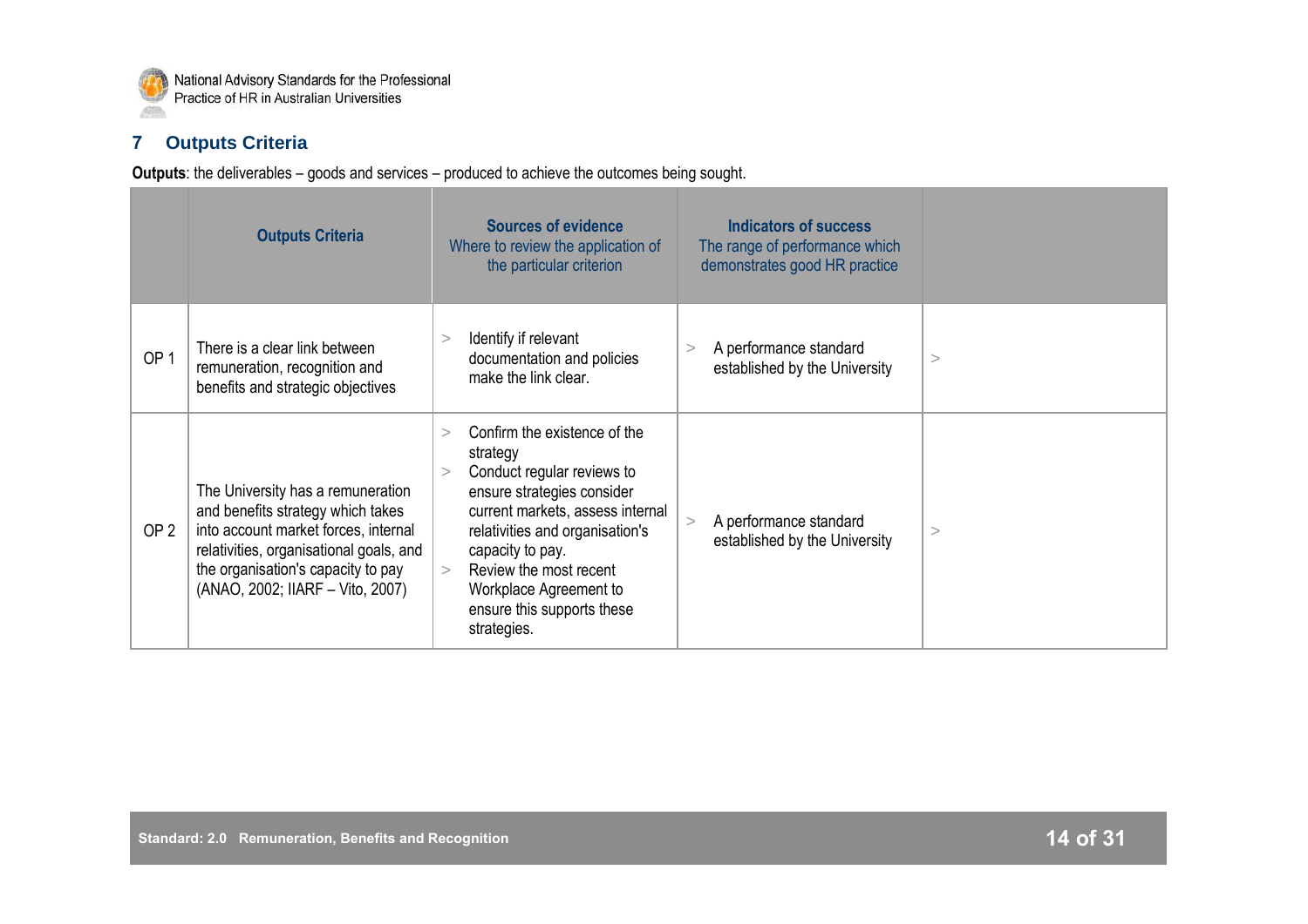## 7 Outputs Criteria

**Outputs**: the deliverables – goods and services – produced to achieve the outcomes being sought.

| | Outputs Criteria | Sources of evidence<br>Where to review the application of the particular criterion | Indicators of success<br>The range of performance which demonstrates good HR practice | |
|---|---|---|---|---|
| OP 1 | There is a clear link between remuneration, recognition and benefits and strategic objectives | > Identify if relevant documentation and policies make the link clear. | > A performance standard established by the University | > |
| OP 2 | The University has a remuneration and benefits strategy which takes into account market forces, internal relativities, organisational goals, and the organisation's capacity to pay (ANAO, 2002; IIARF – Vito, 2007) | > Confirm the existence of the strategy<br>> Conduct regular reviews to ensure strategies consider current markets, assess internal relativities and organisation's capacity to pay.<br>> Review the most recent Workplace Agreement to ensure this supports these strategies. | > A performance standard established by the University | > |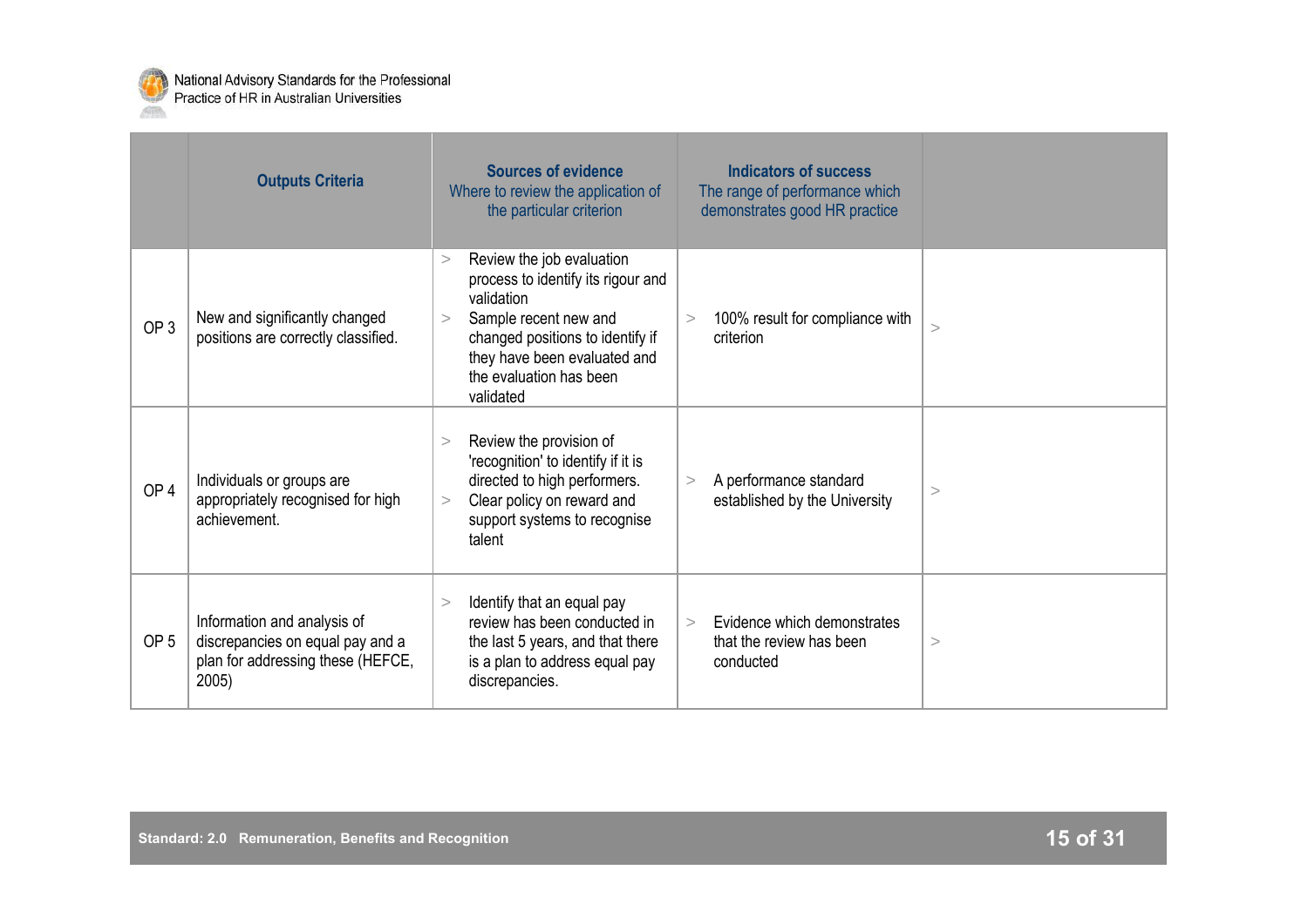| | Outputs Criteria | Sources of evidence<br>Where to review the application of the particular criterion | Indicators of success<br>The range of performance which demonstrates good HR practice | |
|---|---|---|---|---|
| OP 3 | New and significantly changed positions are correctly classified. | > Review the job evaluation process to identify its rigour and validation<br>> Sample recent new and changed positions to identify if they have been evaluated and the evaluation has been validated | > 100% result for compliance with criterion | > |
| OP 4 | Individuals or groups are appropriately recognised for high achievement. | > Review the provision of 'recognition' to identify if it is directed to high performers.<br>> Clear policy on reward and support systems to recognise talent | > A performance standard established by the University | > |
| OP 5 | Information and analysis of discrepancies on equal pay and a plan for addressing these (HEFCE, 2005) | > Identify that an equal pay review has been conducted in the last 5 years, and that there is a plan to address equal pay discrepancies. | > Evidence which demonstrates that the review has been conducted | > |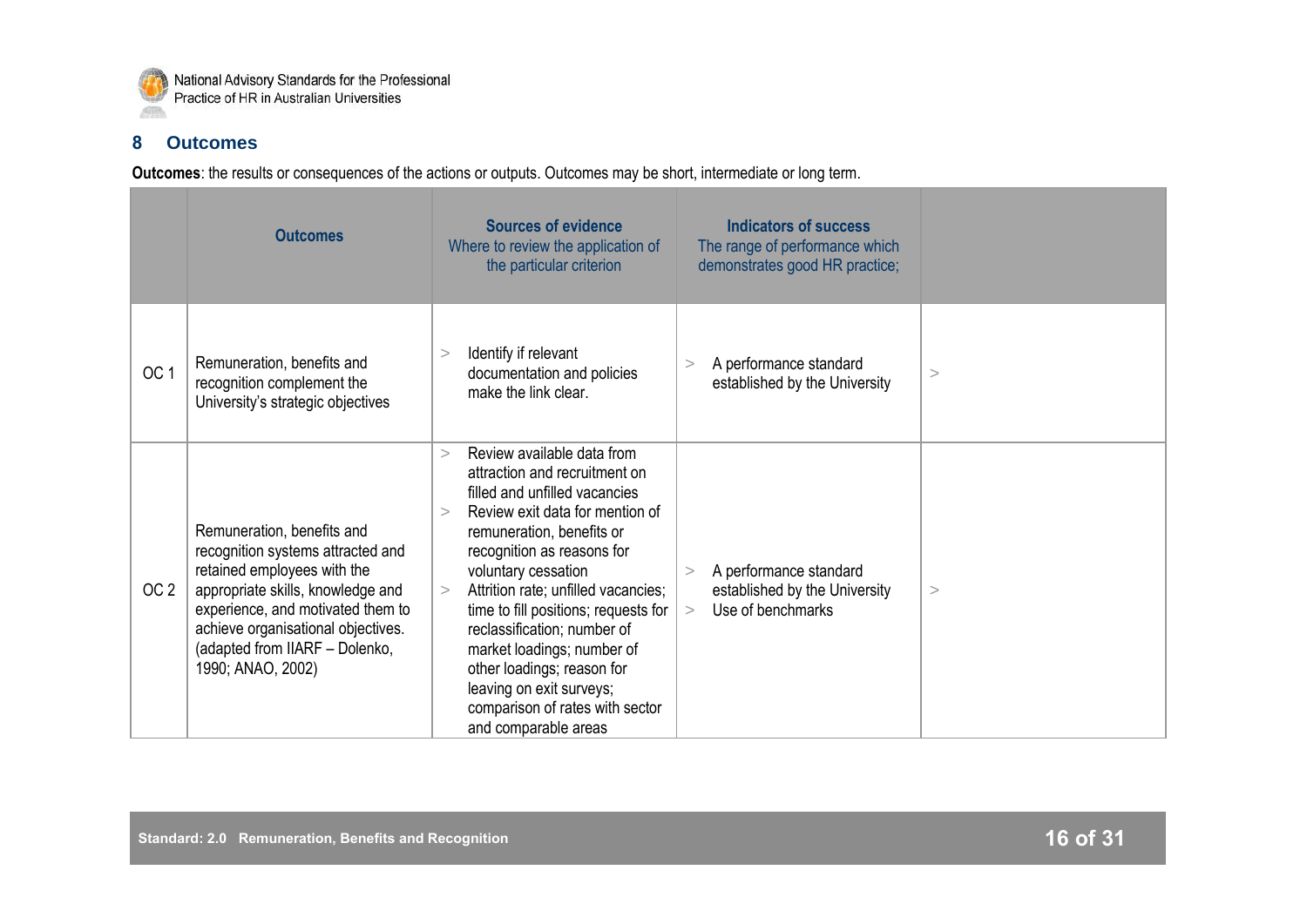## 8 Outcomes

**Outcomes**: the results or consequences of the actions or outputs. Outcomes may be short, intermediate or long term.

| | Outcomes | Sources of evidence<br>Where to review the application of the particular criterion | Indicators of success<br>The range of performance which demonstrates good HR practice; | |
|---|---|---|---|---|
| OC 1 | Remuneration, benefits and recognition complement the University's strategic objectives | > Identify if relevant documentation and policies make the link clear. | > A performance standard established by the University | > |
| OC 2 | Remuneration, benefits and recognition systems attracted and retained employees with the appropriate skills, knowledge and experience, and motivated them to achieve organisational objectives. (adapted from IIARF – Dolenko, 1990; ANAO, 2002) | > Review available data from attraction and recruitment on filled and unfilled vacancies<br>> Review exit data for mention of remuneration, benefits or recognition as reasons for voluntary cessation<br>> Attrition rate; unfilled vacancies; time to fill positions; requests for reclassification; number of market loadings; number of other loadings; reason for leaving on exit surveys; comparison of rates with sector and comparable areas | > A performance standard established by the University<br>> Use of benchmarks | > |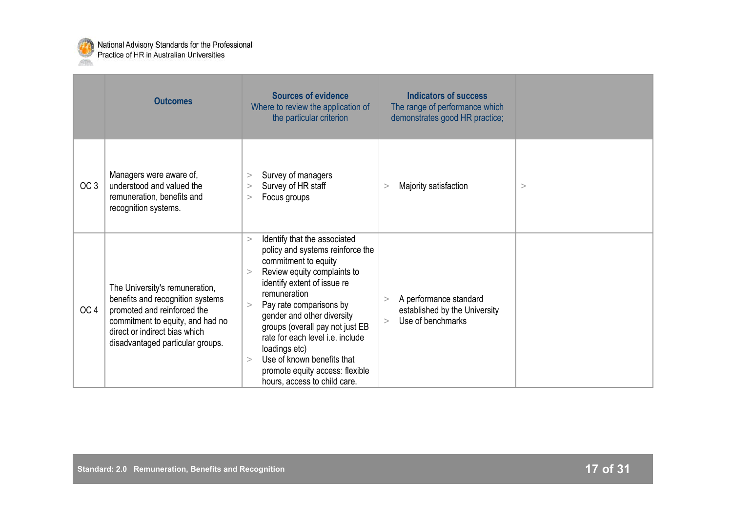|  | Outcomes | Sources of evidence<br>Where to review the application of the particular criterion | Indicators of success<br>The range of performance which demonstrates good HR practice; |  |
|---|---|---|---|---|
| OC 3 | Managers were aware of, understood and valued the remuneration, benefits and recognition systems. | > Survey of managers<br>> Survey of HR staff<br>> Focus groups | > Majority satisfaction | > |
| OC 4 | The University's remuneration, benefits and recognition systems promoted and reinforced the commitment to equity, and had no direct or indirect bias which disadvantaged particular groups. | > Identify that the associated policy and systems reinforce the commitment to equity<br>> Review equity complaints to identify extent of issue re remuneration<br>> Pay rate comparisons by gender and other diversity groups (overall pay not just EB rate for each level i.e. include loadings etc)<br>> Use of known benefits that promote equity access: flexible hours, access to child care. | > A performance standard established by the University<br>> Use of benchmarks |  |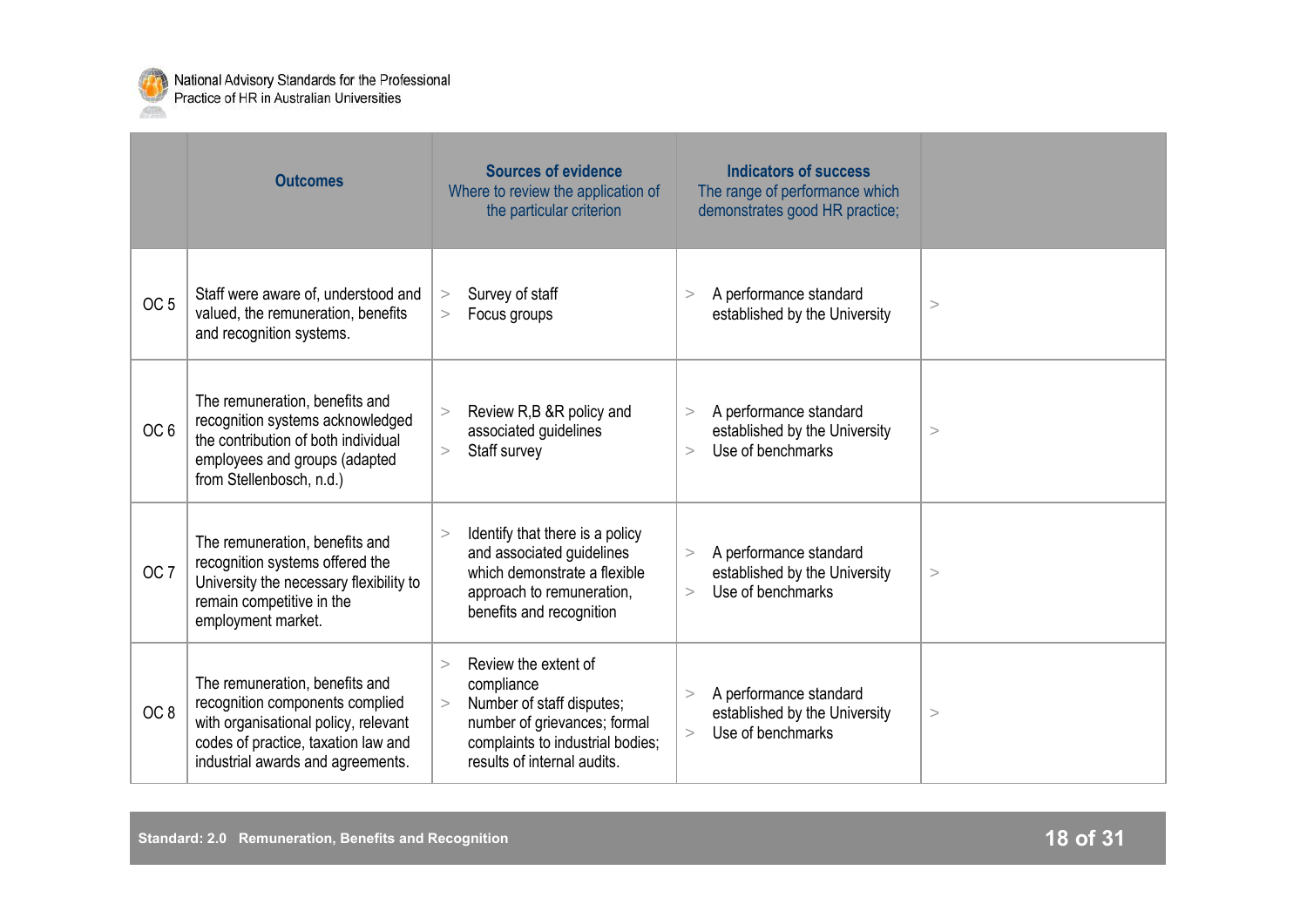| | Outcomes | Sources of evidence<br>Where to review the application of the particular criterion | Indicators of success<br>The range of performance which demonstrates good HR practice; | |
|---|---|---|---|---|
| OC 5 | Staff were aware of, understood and valued, the remuneration, benefits and recognition systems. | > Survey of staff<br>> Focus groups | > A performance standard established by the University | > |
| OC 6 | The remuneration, benefits and recognition systems acknowledged the contribution of both individual employees and groups (adapted from Stellenbosch, n.d.) | > Review R,B &R policy and associated guidelines<br>> Staff survey | > A performance standard established by the University<br>> Use of benchmarks | > |
| OC 7 | The remuneration, benefits and recognition systems offered the University the necessary flexibility to remain competitive in the employment market. | > Identify that there is a policy and associated guidelines which demonstrate a flexible approach to remuneration, benefits and recognition | > A performance standard established by the University<br>> Use of benchmarks | > |
| OC 8 | The remuneration, benefits and recognition components complied with organisational policy, relevant codes of practice, taxation law and industrial awards and agreements. | > Review the extent of compliance<br>> Number of staff disputes; number of grievances; formal complaints to industrial bodies; results of internal audits. | > A performance standard established by the University<br>> Use of benchmarks | > |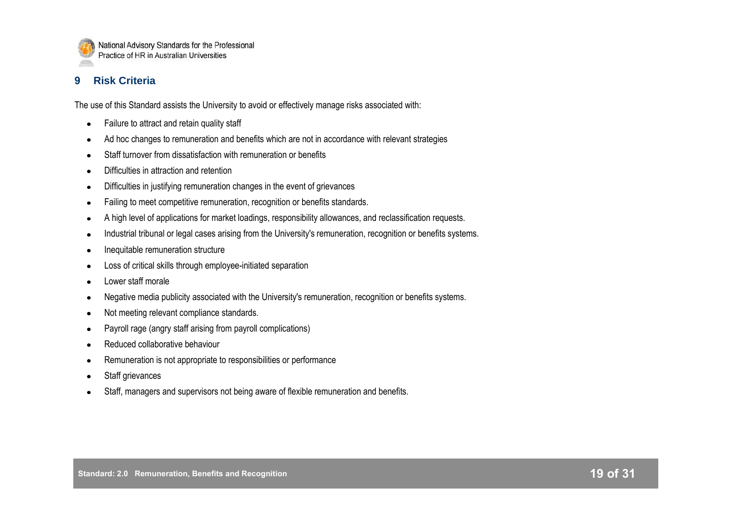## 9 Risk Criteria

The use of this Standard assists the University to avoid or effectively manage risks associated with:

- Failure to attract and retain quality staff
- Ad hoc changes to remuneration and benefits which are not in accordance with relevant strategies
- Staff turnover from dissatisfaction with remuneration or benefits
- Difficulties in attraction and retention
- Difficulties in justifying remuneration changes in the event of grievances
- Failing to meet competitive remuneration, recognition or benefits standards.
- A high level of applications for market loadings, responsibility allowances, and reclassification requests.
- Industrial tribunal or legal cases arising from the University's remuneration, recognition or benefits systems.
- Inequitable remuneration structure
- Loss of critical skills through employee-initiated separation
- Lower staff morale
- Negative media publicity associated with the University's remuneration, recognition or benefits systems.
- Not meeting relevant compliance standards.
- Payroll rage (angry staff arising from payroll complications)
- Reduced collaborative behaviour
- Remuneration is not appropriate to responsibilities or performance
- Staff grievances
- Staff, managers and supervisors not being aware of flexible remuneration and benefits.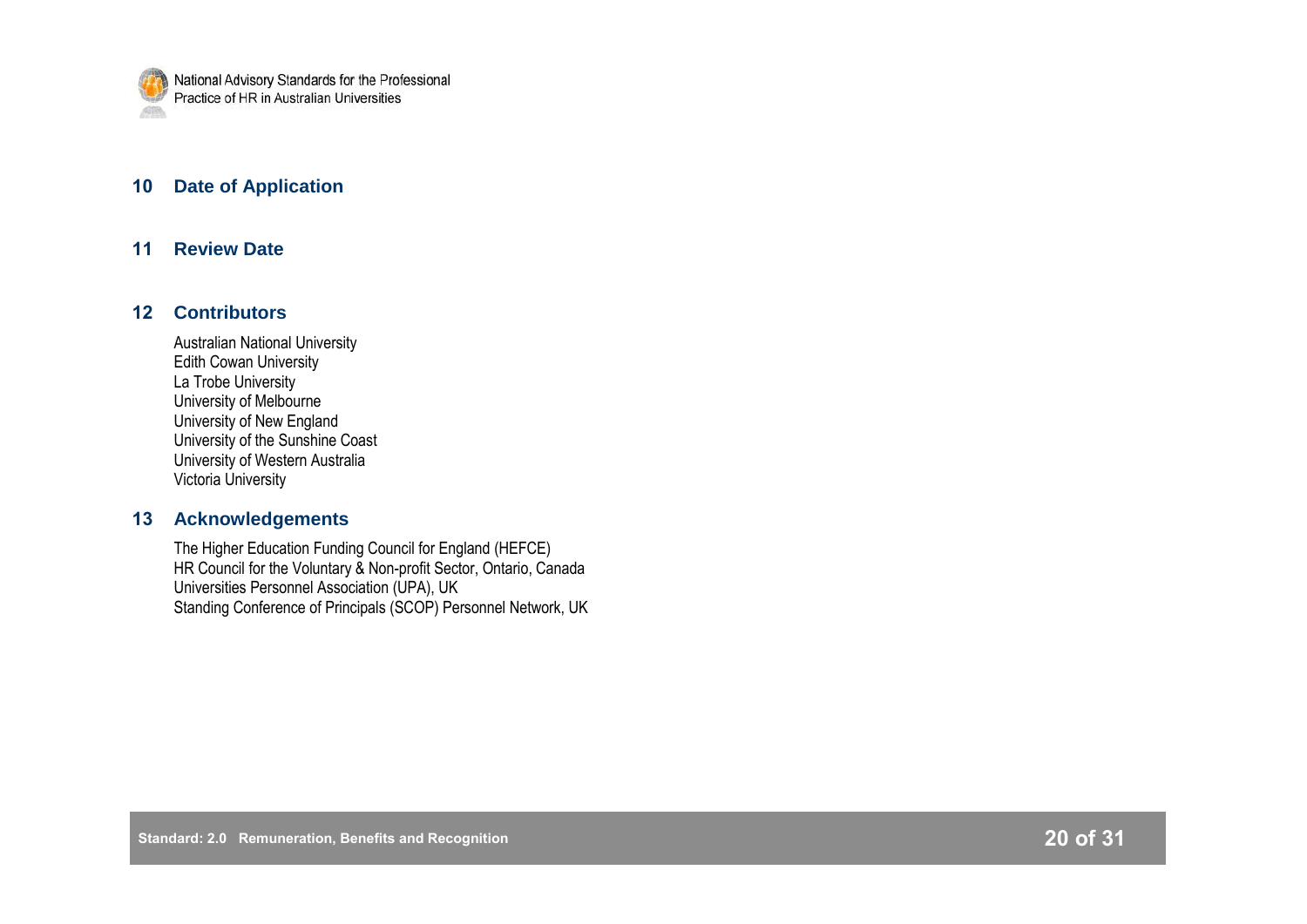## 10 Date of Application

## 11 Review Date

## 12 Contributors

Australian National University
Edith Cowan University
La Trobe University
University of Melbourne
University of New England
University of the Sunshine Coast
University of Western Australia
Victoria University

## 13 Acknowledgements

The Higher Education Funding Council for England (HEFCE)
HR Council for the Voluntary & Non-profit Sector, Ontario, Canada
Universities Personnel Association (UPA), UK
Standing Conference of Principals (SCOP) Personnel Network, UK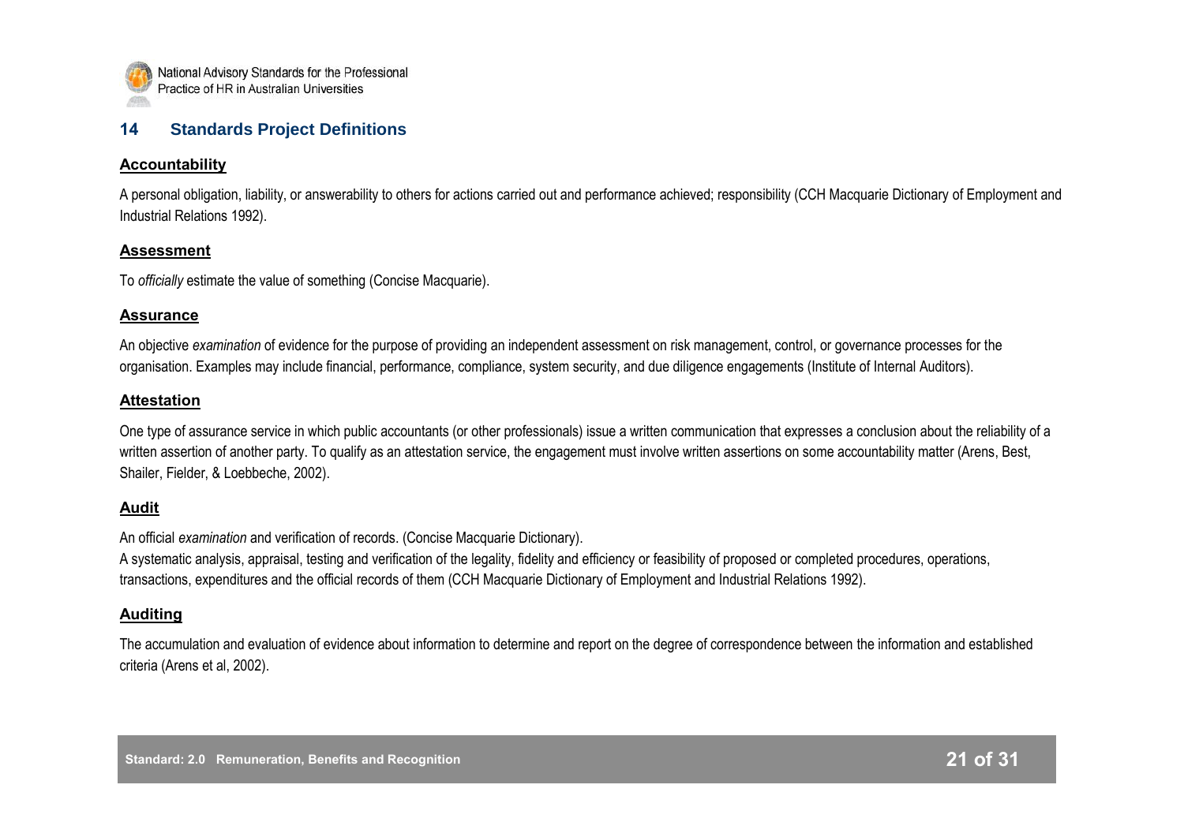## 14 Standards Project Definitions

**Accountability**

A personal obligation, liability, or answerability to others for actions carried out and performance achieved; responsibility (CCH Macquarie Dictionary of Employment and Industrial Relations 1992).

**Assessment**

To *officially* estimate the value of something (Concise Macquarie).

**Assurance**

An objective *examination* of evidence for the purpose of providing an independent assessment on risk management, control, or governance processes for the organisation. Examples may include financial, performance, compliance, system security, and due diligence engagements (Institute of Internal Auditors).

**Attestation**

One type of assurance service in which public accountants (or other professionals) issue a written communication that expresses a conclusion about the reliability of a written assertion of another party. To qualify as an attestation service, the engagement must involve written assertions on some accountability matter (Arens, Best, Shailer, Fielder, & Loebbeche, 2002).

**Audit**

An official *examination* and verification of records. (Concise Macquarie Dictionary).
A systematic analysis, appraisal, testing and verification of the legality, fidelity and efficiency or feasibility of proposed or completed procedures, operations, transactions, expenditures and the official records of them (CCH Macquarie Dictionary of Employment and Industrial Relations 1992).

**Auditing**

The accumulation and evaluation of evidence about information to determine and report on the degree of correspondence between the information and established criteria (Arens et al, 2002).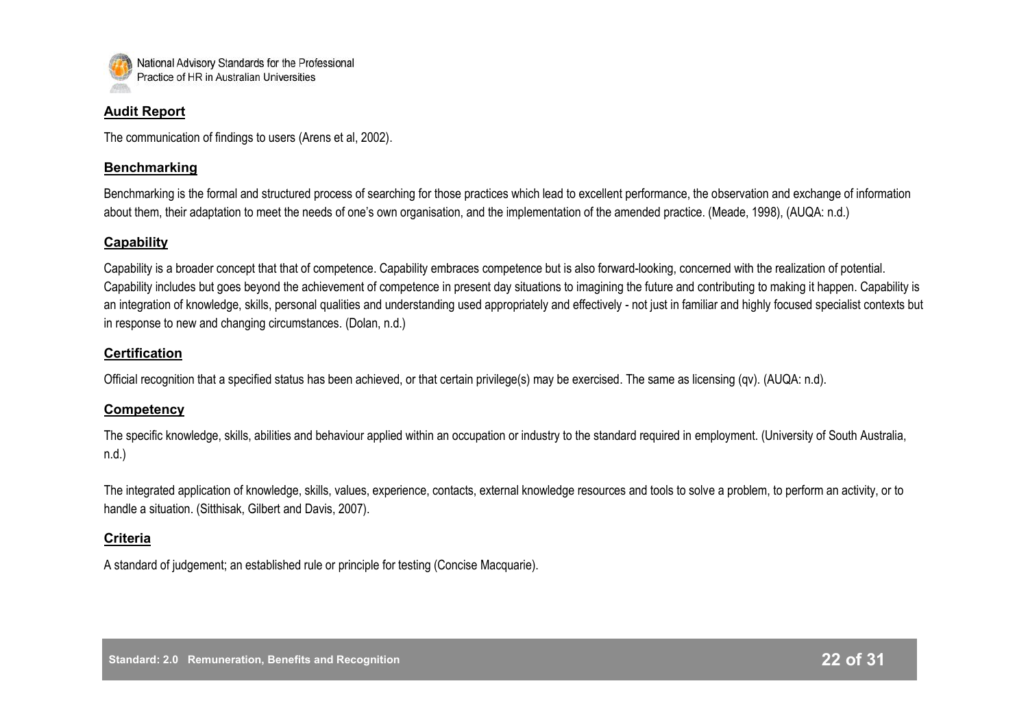## Audit Report

The communication of findings to users (Arens et al, 2002).

## Benchmarking

Benchmarking is the formal and structured process of searching for those practices which lead to excellent performance, the observation and exchange of information about them, their adaptation to meet the needs of one's own organisation, and the implementation of the amended practice. (Meade, 1998), (AUQA: n.d.)

## Capability

Capability is a broader concept that that of competence. Capability embraces competence but is also forward-looking, concerned with the realization of potential. Capability includes but goes beyond the achievement of competence in present day situations to imagining the future and contributing to making it happen. Capability is an integration of knowledge, skills, personal qualities and understanding used appropriately and effectively - not just in familiar and highly focused specialist contexts but in response to new and changing circumstances. (Dolan, n.d.)

## Certification

Official recognition that a specified status has been achieved, or that certain privilege(s) may be exercised. The same as licensing (qv). (AUQA: n.d).

## Competency

The specific knowledge, skills, abilities and behaviour applied within an occupation or industry to the standard required in employment. (University of South Australia, n.d.)

The integrated application of knowledge, skills, values, experience, contacts, external knowledge resources and tools to solve a problem, to perform an activity, or to handle a situation. (Sitthisak, Gilbert and Davis, 2007).

## Criteria

A standard of judgement; an established rule or principle for testing (Concise Macquarie).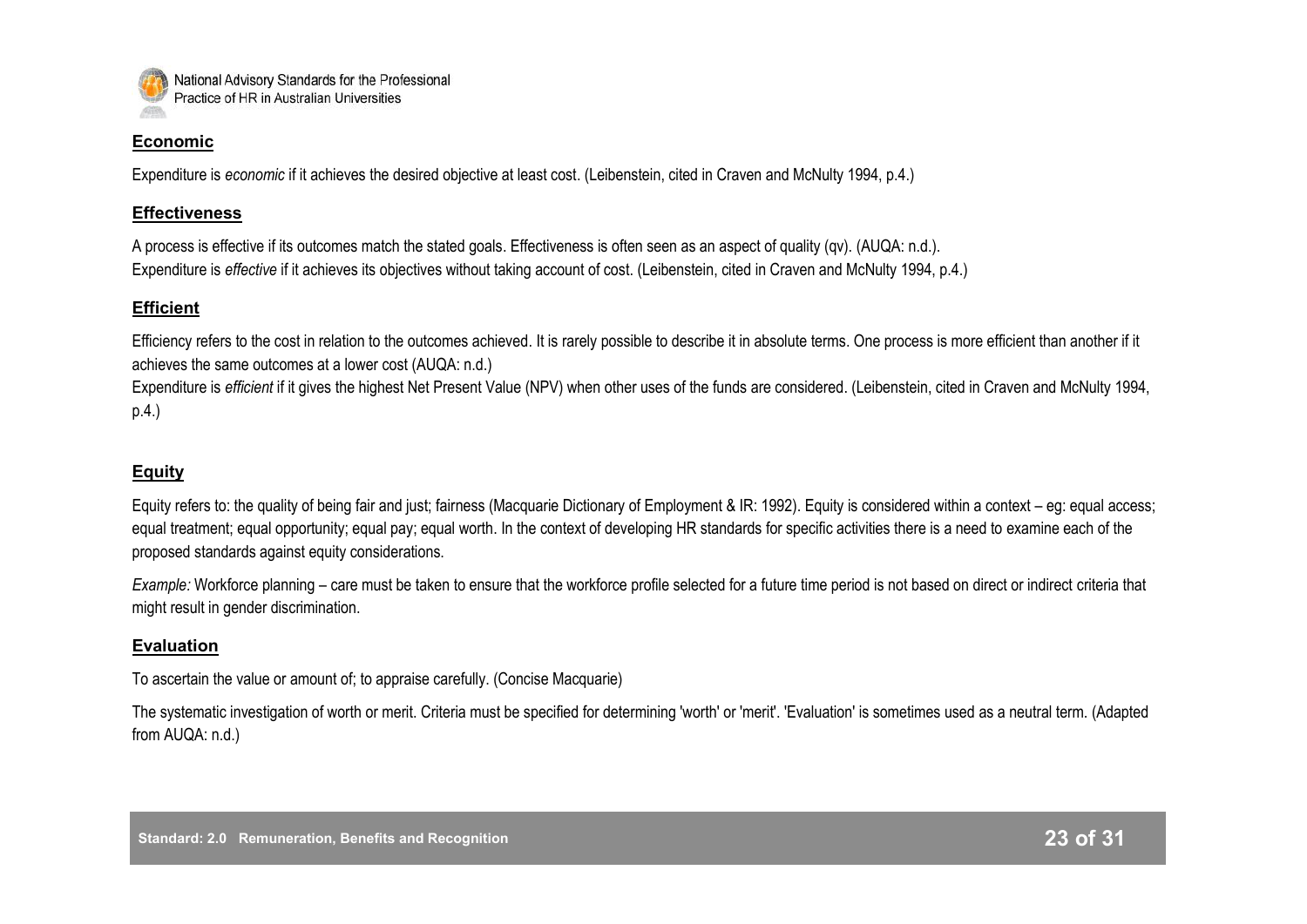### Economic

Expenditure is *economic* if it achieves the desired objective at least cost. (Leibenstein, cited in Craven and McNulty 1994, p.4.)

### Effectiveness

A process is effective if its outcomes match the stated goals. Effectiveness is often seen as an aspect of quality (qv). (AUQA: n.d.).
Expenditure is *effective* if it achieves its objectives without taking account of cost. (Leibenstein, cited in Craven and McNulty 1994, p.4.)

### Efficient

Efficiency refers to the cost in relation to the outcomes achieved. It is rarely possible to describe it in absolute terms. One process is more efficient than another if it achieves the same outcomes at a lower cost (AUQA: n.d.)
Expenditure is *efficient* if it gives the highest Net Present Value (NPV) when other uses of the funds are considered. (Leibenstein, cited in Craven and McNulty 1994, p.4.)

### Equity

Equity refers to: the quality of being fair and just; fairness (Macquarie Dictionary of Employment & IR: 1992). Equity is considered within a context – eg: equal access; equal treatment; equal opportunity; equal pay; equal worth. In the context of developing HR standards for specific activities there is a need to examine each of the proposed standards against equity considerations.

*Example:* Workforce planning – care must be taken to ensure that the workforce profile selected for a future time period is not based on direct or indirect criteria that might result in gender discrimination.

### Evaluation

To ascertain the value or amount of; to appraise carefully. (Concise Macquarie)

The systematic investigation of worth or merit. Criteria must be specified for determining 'worth' or 'merit'. 'Evaluation' is sometimes used as a neutral term. (Adapted from AUQA: n.d.)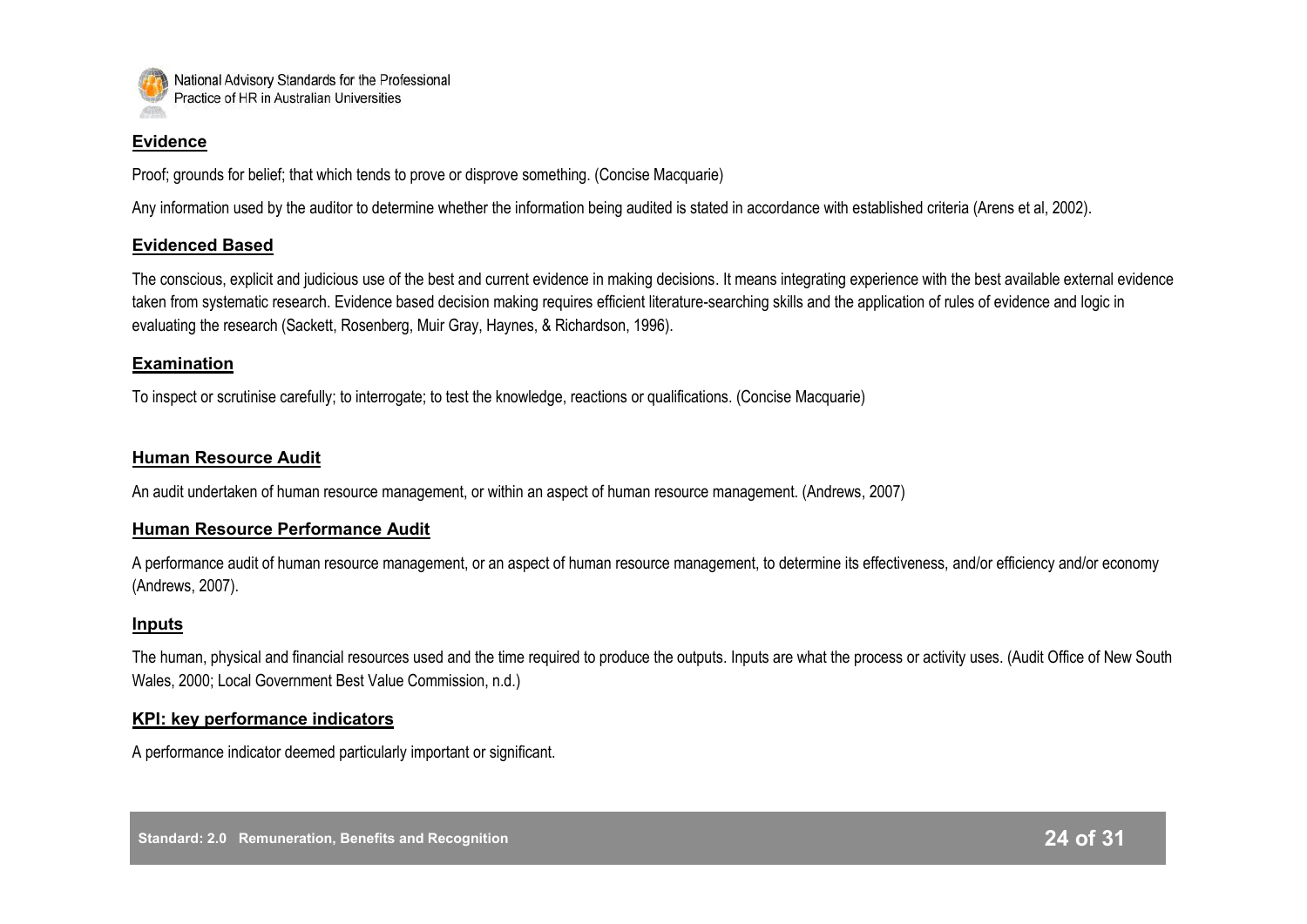**Evidence**

Proof; grounds for belief; that which tends to prove or disprove something. (Concise Macquarie)

Any information used by the auditor to determine whether the information being audited is stated in accordance with established criteria (Arens et al, 2002).

**Evidenced Based**

The conscious, explicit and judicious use of the best and current evidence in making decisions. It means integrating experience with the best available external evidence taken from systematic research. Evidence based decision making requires efficient literature-searching skills and the application of rules of evidence and logic in evaluating the research (Sackett, Rosenberg, Muir Gray, Haynes, & Richardson, 1996).

**Examination**

To inspect or scrutinise carefully; to interrogate; to test the knowledge, reactions or qualifications. (Concise Macquarie)

**Human Resource Audit**

An audit undertaken of human resource management, or within an aspect of human resource management. (Andrews, 2007)

**Human Resource Performance Audit**

A performance audit of human resource management, or an aspect of human resource management, to determine its effectiveness, and/or efficiency and/or economy (Andrews, 2007).

**Inputs**

The human, physical and financial resources used and the time required to produce the outputs. Inputs are what the process or activity uses. (Audit Office of New South Wales, 2000; Local Government Best Value Commission, n.d.)

**KPI: key performance indicators**

A performance indicator deemed particularly important or significant.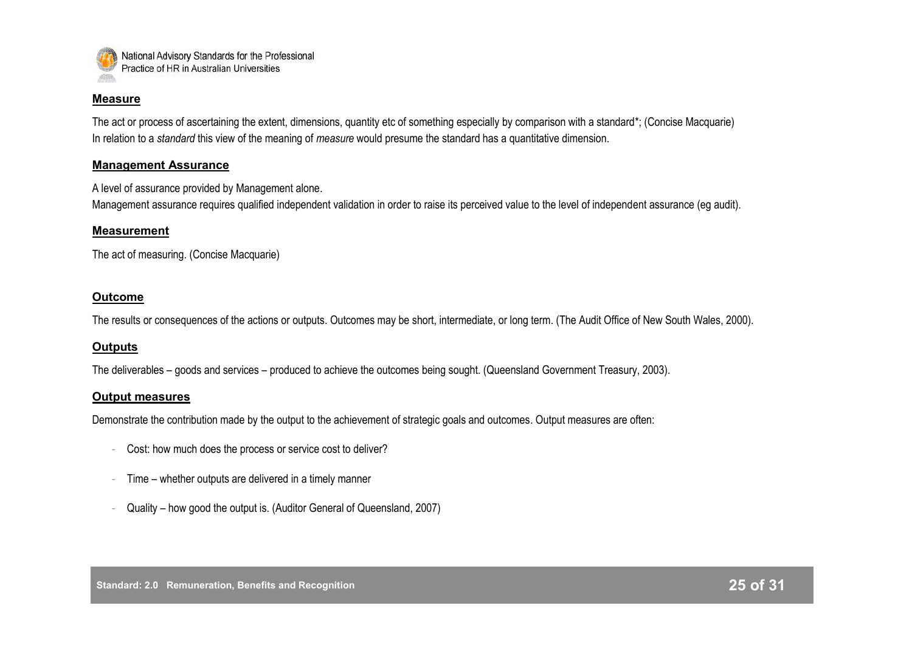## Measure

The act or process of ascertaining the extent, dimensions, quantity etc of something especially by comparison with a standard*; (Concise Macquarie)
In relation to a *standard* this view of the meaning of *measure* would presume the standard has a quantitative dimension.

## Management Assurance

A level of assurance provided by Management alone.
Management assurance requires qualified independent validation in order to raise its perceived value to the level of independent assurance (eg audit).

## Measurement

The act of measuring. (Concise Macquarie)

## Outcome

The results or consequences of the actions or outputs. Outcomes may be short, intermediate, or long term. (The Audit Office of New South Wales, 2000).

## Outputs

The deliverables – goods and services – produced to achieve the outcomes being sought. (Queensland Government Treasury, 2003).

## Output measures

Demonstrate the contribution made by the output to the achievement of strategic goals and outcomes. Output measures are often:

- Cost: how much does the process or service cost to deliver?
- Time – whether outputs are delivered in a timely manner
- Quality – how good the output is. (Auditor General of Queensland, 2007)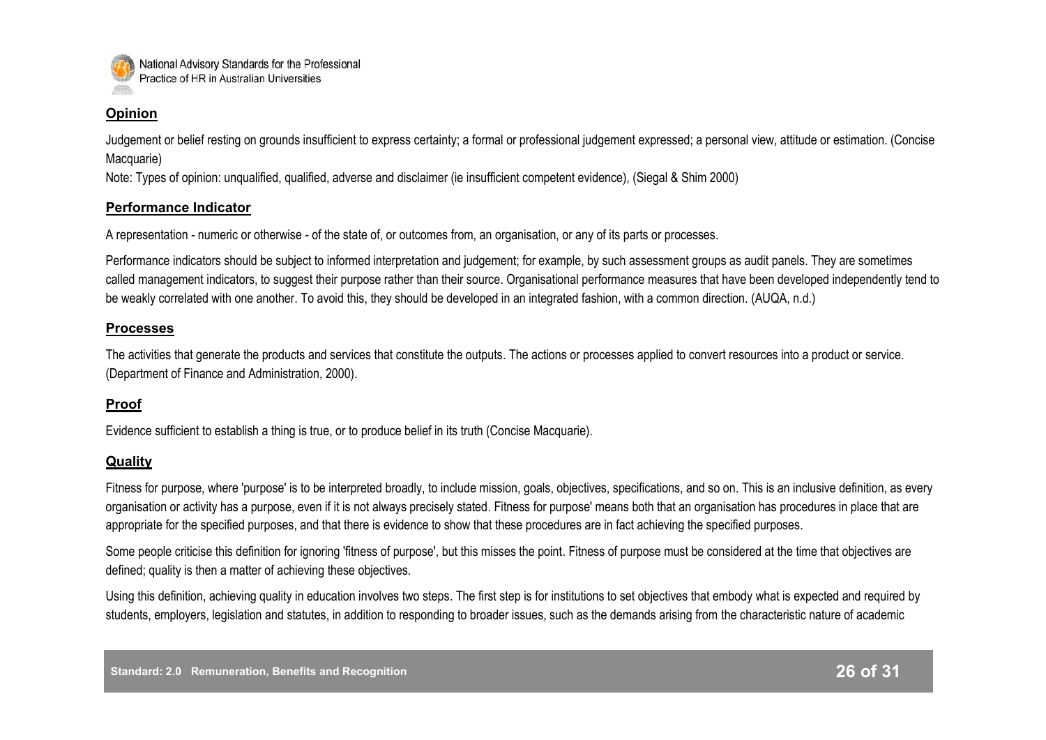**Opinion**

Judgement or belief resting on grounds insufficient to express certainty; a formal or professional judgement expressed; a personal view, attitude or estimation. (Concise Macquarie)

Note: Types of opinion: unqualified, qualified, adverse and disclaimer (ie insufficient competent evidence), (Siegal & Shim 2000)

**Performance Indicator**

A representation - numeric or otherwise - of the state of, or outcomes from, an organisation, or any of its parts or processes.

Performance indicators should be subject to informed interpretation and judgement; for example, by such assessment groups as audit panels. They are sometimes called management indicators, to suggest their purpose rather than their source. Organisational performance measures that have been developed independently tend to be weakly correlated with one another. To avoid this, they should be developed in an integrated fashion, with a common direction. (AUQA, n.d.)

**Processes**

The activities that generate the products and services that constitute the outputs. The actions or processes applied to convert resources into a product or service. (Department of Finance and Administration, 2000).

**Proof**

Evidence sufficient to establish a thing is true, or to produce belief in its truth (Concise Macquarie).

**Quality**

Fitness for purpose, where 'purpose' is to be interpreted broadly, to include mission, goals, objectives, specifications, and so on. This is an inclusive definition, as every organisation or activity has a purpose, even if it is not always precisely stated. Fitness for purpose' means both that an organisation has procedures in place that are appropriate for the specified purposes, and that there is evidence to show that these procedures are in fact achieving the specified purposes.

Some people criticise this definition for ignoring 'fitness of purpose', but this misses the point. Fitness of purpose must be considered at the time that objectives are defined; quality is then a matter of achieving these objectives.

Using this definition, achieving quality in education involves two steps. The first step is for institutions to set objectives that embody what is expected and required by students, employers, legislation and statutes, in addition to responding to broader issues, such as the demands arising from the characteristic nature of academic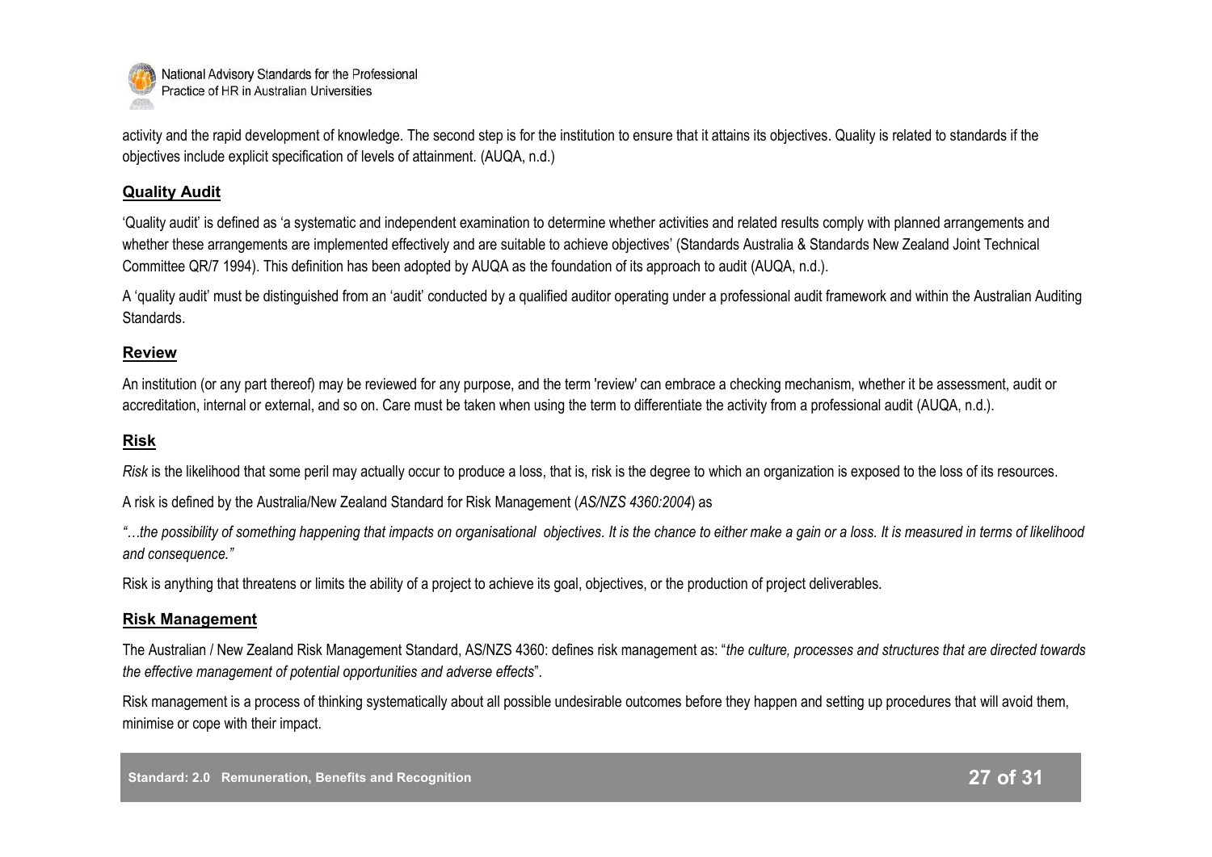activity and the rapid development of knowledge. The second step is for the institution to ensure that it attains its objectives. Quality is related to standards if the objectives include explicit specification of levels of attainment. (AUQA, n.d.)

## Quality Audit

'Quality audit' is defined as 'a systematic and independent examination to determine whether activities and related results comply with planned arrangements and whether these arrangements are implemented effectively and are suitable to achieve objectives' (Standards Australia & Standards New Zealand Joint Technical Committee QR/7 1994). This definition has been adopted by AUQA as the foundation of its approach to audit (AUQA, n.d.).

A 'quality audit' must be distinguished from an 'audit' conducted by a qualified auditor operating under a professional audit framework and within the Australian Auditing Standards.

## Review

An institution (or any part thereof) may be reviewed for any purpose, and the term 'review' can embrace a checking mechanism, whether it be assessment, audit or accreditation, internal or external, and so on. Care must be taken when using the term to differentiate the activity from a professional audit (AUQA, n.d.).

## Risk

*Risk* is the likelihood that some peril may actually occur to produce a loss, that is, risk is the degree to which an organization is exposed to the loss of its resources.

A risk is defined by the Australia/New Zealand Standard for Risk Management (*AS/NZS 4360:2004*) as

*"…the possibility of something happening that impacts on organisational objectives. It is the chance to either make a gain or a loss. It is measured in terms of likelihood and consequence."*

Risk is anything that threatens or limits the ability of a project to achieve its goal, objectives, or the production of project deliverables.

## Risk Management

The Australian / New Zealand Risk Management Standard, AS/NZS 4360: defines risk management as: "*the culture, processes and structures that are directed towards the effective management of potential opportunities and adverse effects*".

Risk management is a process of thinking systematically about all possible undesirable outcomes before they happen and setting up procedures that will avoid them, minimise or cope with their impact.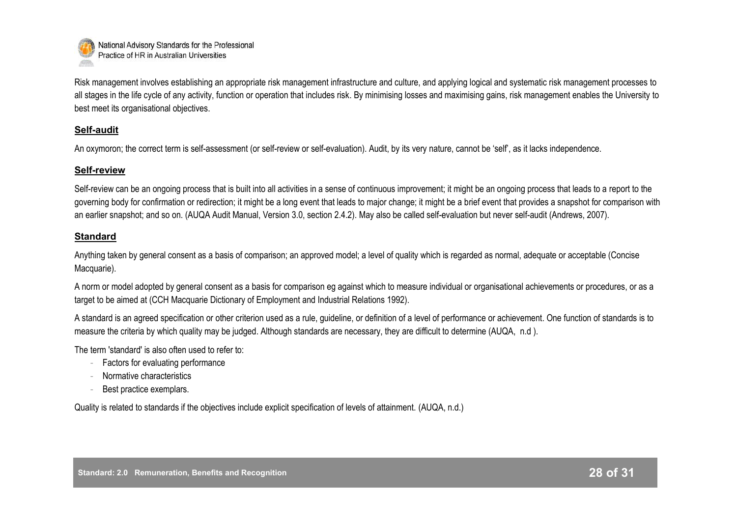Risk management involves establishing an appropriate risk management infrastructure and culture, and applying logical and systematic risk management processes to all stages in the life cycle of any activity, function or operation that includes risk. By minimising losses and maximising gains, risk management enables the University to best meet its organisational objectives.

### Self-audit

An oxymoron; the correct term is self-assessment (or self-review or self-evaluation). Audit, by its very nature, cannot be 'self', as it lacks independence.

### Self-review

Self-review can be an ongoing process that is built into all activities in a sense of continuous improvement; it might be an ongoing process that leads to a report to the governing body for confirmation or redirection; it might be a long event that leads to major change; it might be a brief event that provides a snapshot for comparison with an earlier snapshot; and so on. (AUQA Audit Manual, Version 3.0, section 2.4.2). May also be called self-evaluation but never self-audit (Andrews, 2007).

### Standard

Anything taken by general consent as a basis of comparison; an approved model; a level of quality which is regarded as normal, adequate or acceptable (Concise Macquarie).

A norm or model adopted by general consent as a basis for comparison eg against which to measure individual or organisational achievements or procedures, or as a target to be aimed at (CCH Macquarie Dictionary of Employment and Industrial Relations 1992).

A standard is an agreed specification or other criterion used as a rule, guideline, or definition of a level of performance or achievement. One function of standards is to measure the criteria by which quality may be judged. Although standards are necessary, they are difficult to determine (AUQA, n.d ).

The term 'standard' is also often used to refer to:

- Factors for evaluating performance
- Normative characteristics
- Best practice exemplars.

Quality is related to standards if the objectives include explicit specification of levels of attainment. (AUQA, n.d.)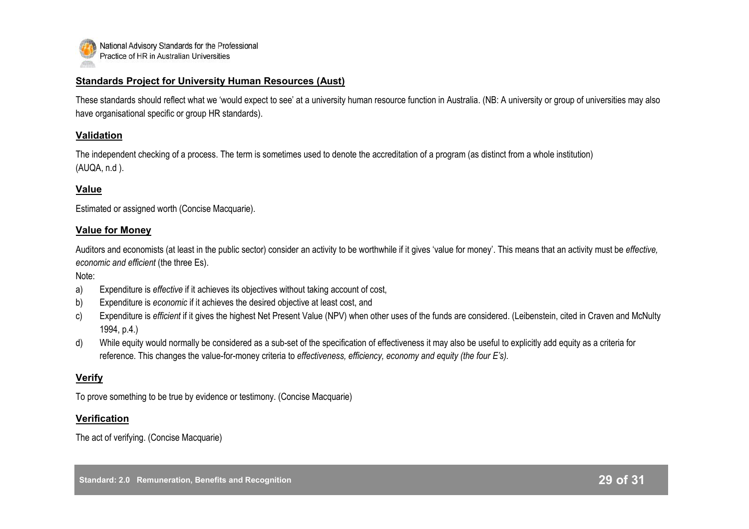## Standards Project for University Human Resources (Aust)

These standards should reflect what we 'would expect to see' at a university human resource function in Australia. (NB: A university or group of universities may also have organisational specific or group HR standards).

## Validation

The independent checking of a process. The term is sometimes used to denote the accreditation of a program (as distinct from a whole institution) (AUQA, n.d ).

## Value

Estimated or assigned worth (Concise Macquarie).

## Value for Money

Auditors and economists (at least in the public sector) consider an activity to be worthwhile if it gives 'value for money'. This means that an activity must be *effective, economic and efficient* (the three Es).

Note:

a) Expenditure is *effective* if it achieves its objectives without taking account of cost,
b) Expenditure is *economic* if it achieves the desired objective at least cost, and
c) Expenditure is *efficient* if it gives the highest Net Present Value (NPV) when other uses of the funds are considered. (Leibenstein, cited in Craven and McNulty 1994, p.4.)
d) While equity would normally be considered as a sub-set of the specification of effectiveness it may also be useful to explicitly add equity as a criteria for reference. This changes the value-for-money criteria to *effectiveness, efficiency, economy and equity (the four E's).*

## Verify

To prove something to be true by evidence or testimony. (Concise Macquarie)

## Verification

The act of verifying. (Concise Macquarie)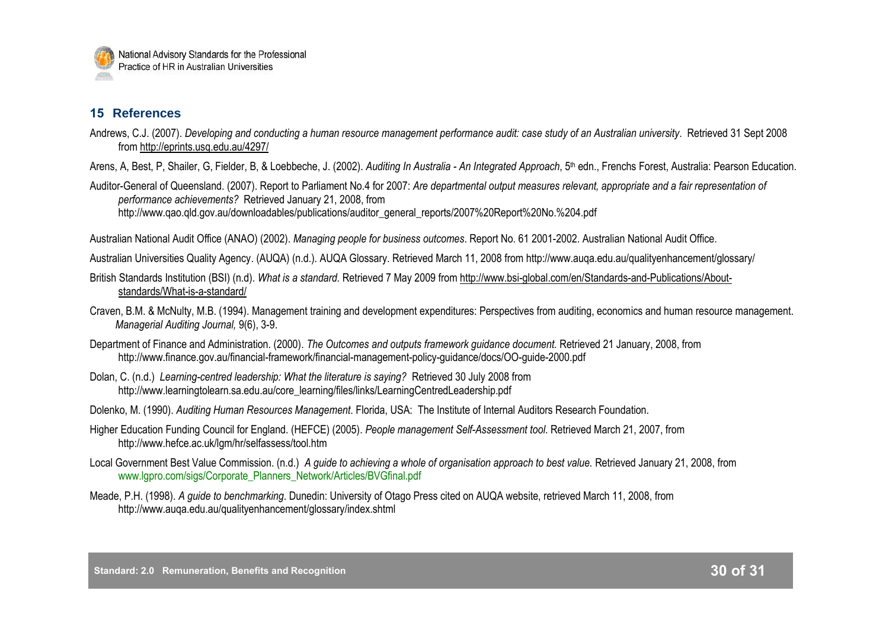## 15 References

Andrews, C.J. (2007). *Developing and conducting a human resource management performance audit: case study of an Australian university*. Retrieved 31 Sept 2008 from http://eprints.usq.edu.au/4297/

Arens, A, Best, P, Shailer, G, Fielder, B, & Loebbeche, J. (2002). *Auditing In Australia - An Integrated Approach*, 5th edn., Frenchs Forest, Australia: Pearson Education.

Auditor-General of Queensland. (2007). Report to Parliament No.4 for 2007: *Are departmental output measures relevant, appropriate and a fair representation of performance achievements?* Retrieved January 21, 2008, from http://www.qao.qld.gov.au/downloadables/publications/auditor_general_reports/2007%20Report%20No.%204.pdf

Australian National Audit Office (ANAO) (2002). *Managing people for business outcomes*. Report No. 61 2001-2002. Australian National Audit Office.

Australian Universities Quality Agency. (AUQA) (n.d.). AUQA Glossary. Retrieved March 11, 2008 from http://www.auqa.edu.au/qualityenhancement/glossary/

British Standards Institution (BSI) (n.d). *What is a standard*. Retrieved 7 May 2009 from http://www.bsi-global.com/en/Standards-and-Publications/About-standards/What-is-a-standard/

Craven, B.M. & McNulty, M.B. (1994). Management training and development expenditures: Perspectives from auditing, economics and human resource management. *Managerial Auditing Journal,* 9(6), 3-9.

Department of Finance and Administration. (2000). *The Outcomes and outputs framework guidance document.* Retrieved 21 January, 2008, from http://www.finance.gov.au/financial-framework/financial-management-policy-guidance/docs/OO-guide-2000.pdf

Dolan, C. (n.d.) *Learning-centred leadership: What the literature is saying?* Retrieved 30 July 2008 from http://www.learningtolearn.sa.edu.au/core_learning/files/links/LearningCentredLeadership.pdf

Dolenko, M. (1990). *Auditing Human Resources Management*. Florida, USA: The Institute of Internal Auditors Research Foundation.

Higher Education Funding Council for England. (HEFCE) (2005). *People management Self-Assessment tool*. Retrieved March 21, 2007, from http://www.hefce.ac.uk/lgm/hr/selfassess/tool.htm

Local Government Best Value Commission. (n.d.) *A guide to achieving a whole of organisation approach to best value.* Retrieved January 21, 2008, from www.lgpro.com/sigs/Corporate_Planners_Network/Articles/BVGfinal.pdf

Meade, P.H. (1998). *A guide to benchmarking*. Dunedin: University of Otago Press cited on AUQA website, retrieved March 11, 2008, from http://www.auqa.edu.au/qualityenhancement/glossary/index.shtml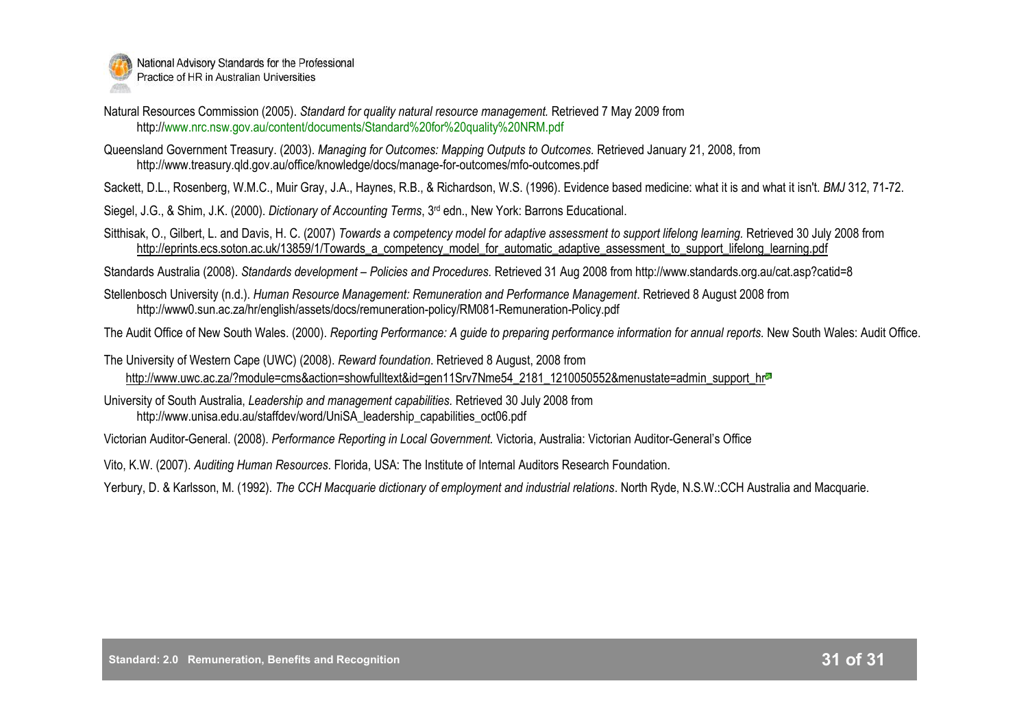Natural Resources Commission (2005). *Standard for quality natural resource management.* Retrieved 7 May 2009 from http://www.nrc.nsw.gov.au/content/documents/Standard%20for%20quality%20NRM.pdf

Queensland Government Treasury. (2003). *Managing for Outcomes: Mapping Outputs to Outcomes.* Retrieved January 21, 2008, from http://www.treasury.qld.gov.au/office/knowledge/docs/manage-for-outcomes/mfo-outcomes.pdf

Sackett, D.L., Rosenberg, W.M.C., Muir Gray, J.A., Haynes, R.B., & Richardson, W.S. (1996). Evidence based medicine: what it is and what it isn't. *BMJ* 312, 71-72.

Siegel, J.G., & Shim, J.K. (2000). *Dictionary of Accounting Terms*, 3rd edn., New York: Barrons Educational.

Sitthisak, O., Gilbert, L. and Davis, H. C. (2007) *Towards a competency model for adaptive assessment to support lifelong learning.* Retrieved 30 July 2008 from http://eprints.ecs.soton.ac.uk/13859/1/Towards_a_competency_model_for_automatic_adaptive_assessment_to_support_lifelong_learning.pdf

Standards Australia (2008). *Standards development – Policies and Procedures.* Retrieved 31 Aug 2008 from http://www.standards.org.au/cat.asp?catid=8

Stellenbosch University (n.d.). *Human Resource Management: Remuneration and Performance Management*. Retrieved 8 August 2008 from http://www0.sun.ac.za/hr/english/assets/docs/remuneration-policy/RM081-Remuneration-Policy.pdf

The Audit Office of New South Wales. (2000). *Reporting Performance: A guide to preparing performance information for annual reports.* New South Wales: Audit Office.

The University of Western Cape (UWC) (2008). *Reward foundation*. Retrieved 8 August, 2008 from http://www.uwc.ac.za/?module=cms&action=showfulltext&id=gen11Srv7Nme54_2181_1210050552&menustate=admin_support_hr

University of South Australia, *Leadership and management capabilities.* Retrieved 30 July 2008 from http://www.unisa.edu.au/staffdev/word/UniSA_leadership_capabilities_oct06.pdf

Victorian Auditor-General. (2008). *Performance Reporting in Local Government.* Victoria, Australia: Victorian Auditor-General's Office

Vito, K.W. (2007). *Auditing Human Resources*. Florida, USA: The Institute of Internal Auditors Research Foundation.

Yerbury, D. & Karlsson, M. (1992). *The CCH Macquarie dictionary of employment and industrial relations*. North Ryde, N.S.W.:CCH Australia and Macquarie.